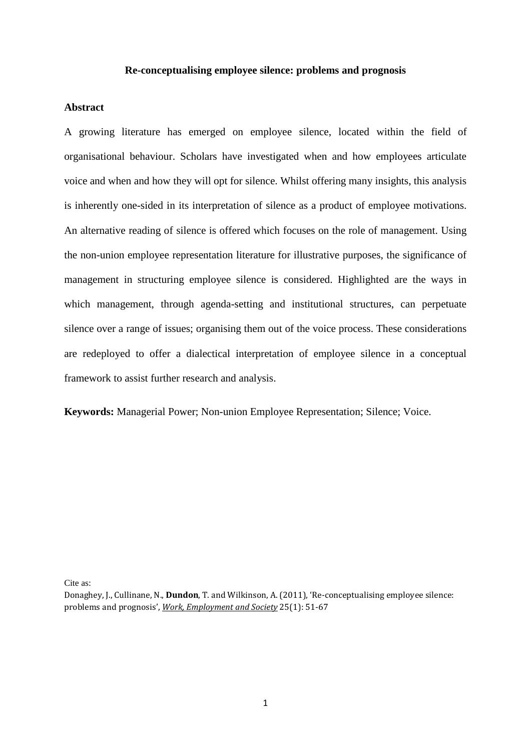# Re-conceptualising employee silence: problems and prognosis

## Abstract

A growing literature has emerged on employee silence, located within the field of organisational behaviour. Scholars have investigated when and how employees articulate voice and when and how they will opt for silence. Whilst offering many insights, this analysis is inherently one-sided in its interpretation of silence as a product of employee motivations. An alternative reading of silence is offered which focuses on the role of management. Using the non-union employee representation literature for illustrative purposes, the significance of management in structuring employee silence is considered. Highlighted are the ways in which management, through agenda-setting and institutional structures, can perpetuate silence over a range of issues; organising them out of the voice process. These considerations are redeployed to offer a dialectical interpretation of employee silence in a conceptual framework to assist further research and analysis.

**Keywords:** Managerial Power; Non-union Employee Representation; Silence; Voice.

Cite as:
Donaghey, J., Cullinane, N., **Dundon**, T. and Wilkinson, A. (2011), 'Re-conceptualising employee silence: problems and prognosis', *Work, Employment and Society* 25(1): 51-67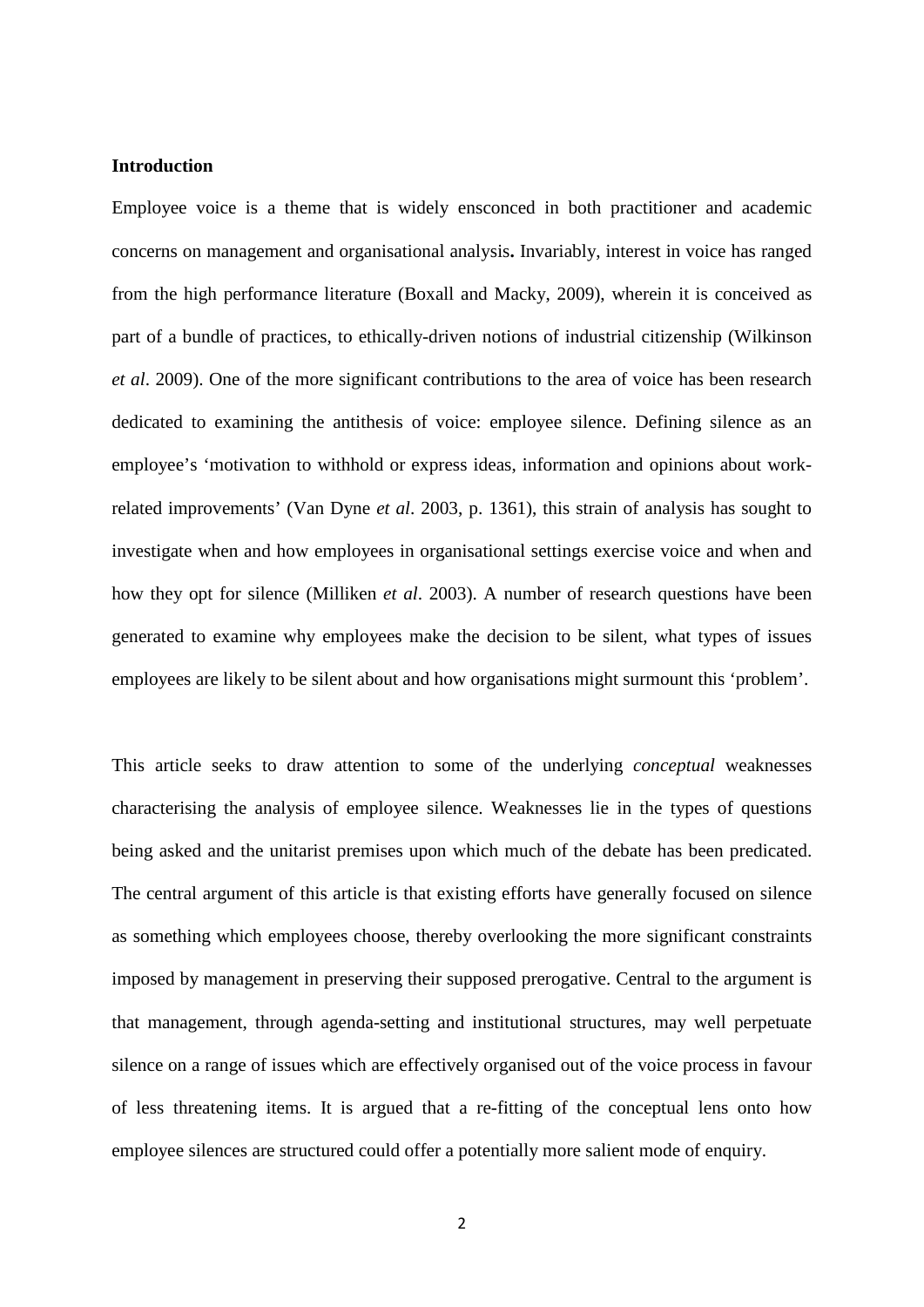**Introduction**

Employee voice is a theme that is widely ensconced in both practitioner and academic concerns on management and organisational analysis**.** Invariably, interest in voice has ranged from the high performance literature (Boxall and Macky, 2009), wherein it is conceived as part of a bundle of practices, to ethically-driven notions of industrial citizenship (Wilkinson *et al*. 2009). One of the more significant contributions to the area of voice has been research dedicated to examining the antithesis of voice: employee silence. Defining silence as an employee's 'motivation to withhold or express ideas, information and opinions about work-related improvements' (Van Dyne *et al*. 2003, p. 1361), this strain of analysis has sought to investigate when and how employees in organisational settings exercise voice and when and how they opt for silence (Milliken *et al*. 2003). A number of research questions have been generated to examine why employees make the decision to be silent, what types of issues employees are likely to be silent about and how organisations might surmount this 'problem'.

This article seeks to draw attention to some of the underlying *conceptual* weaknesses characterising the analysis of employee silence. Weaknesses lie in the types of questions being asked and the unitarist premises upon which much of the debate has been predicated. The central argument of this article is that existing efforts have generally focused on silence as something which employees choose, thereby overlooking the more significant constraints imposed by management in preserving their supposed prerogative. Central to the argument is that management, through agenda-setting and institutional structures, may well perpetuate silence on a range of issues which are effectively organised out of the voice process in favour of less threatening items. It is argued that a re-fitting of the conceptual lens onto how employee silences are structured could offer a potentially more salient mode of enquiry.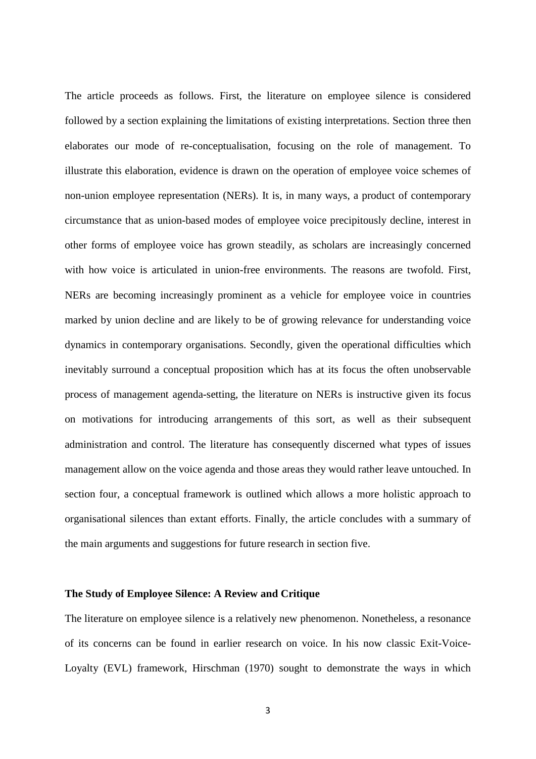The article proceeds as follows. First, the literature on employee silence is considered followed by a section explaining the limitations of existing interpretations. Section three then elaborates our mode of re-conceptualisation, focusing on the role of management. To illustrate this elaboration, evidence is drawn on the operation of employee voice schemes of non-union employee representation (NERs). It is, in many ways, a product of contemporary circumstance that as union-based modes of employee voice precipitously decline, interest in other forms of employee voice has grown steadily, as scholars are increasingly concerned with how voice is articulated in union-free environments. The reasons are twofold. First, NERs are becoming increasingly prominent as a vehicle for employee voice in countries marked by union decline and are likely to be of growing relevance for understanding voice dynamics in contemporary organisations. Secondly, given the operational difficulties which inevitably surround a conceptual proposition which has at its focus the often unobservable process of management agenda-setting, the literature on NERs is instructive given its focus on motivations for introducing arrangements of this sort, as well as their subsequent administration and control. The literature has consequently discerned what types of issues management allow on the voice agenda and those areas they would rather leave untouched. In section four, a conceptual framework is outlined which allows a more holistic approach to organisational silences than extant efforts. Finally, the article concludes with a summary of the main arguments and suggestions for future research in section five.

## The Study of Employee Silence: A Review and Critique

The literature on employee silence is a relatively new phenomenon. Nonetheless, a resonance of its concerns can be found in earlier research on voice. In his now classic Exit-Voice-Loyalty (EVL) framework, Hirschman (1970) sought to demonstrate the ways in which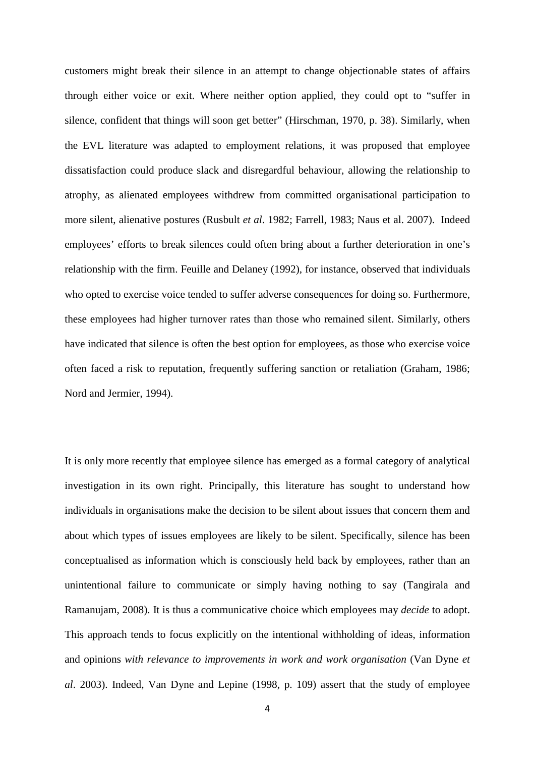customers might break their silence in an attempt to change objectionable states of affairs through either voice or exit. Where neither option applied, they could opt to "suffer in silence, confident that things will soon get better" (Hirschman, 1970, p. 38). Similarly, when the EVL literature was adapted to employment relations, it was proposed that employee dissatisfaction could produce slack and disregardful behaviour, allowing the relationship to atrophy, as alienated employees withdrew from committed organisational participation to more silent, alienative postures (Rusbult *et al*. 1982; Farrell, 1983; Naus et al. 2007). Indeed employees' efforts to break silences could often bring about a further deterioration in one's relationship with the firm. Feuille and Delaney (1992), for instance, observed that individuals who opted to exercise voice tended to suffer adverse consequences for doing so. Furthermore, these employees had higher turnover rates than those who remained silent. Similarly, others have indicated that silence is often the best option for employees, as those who exercise voice often faced a risk to reputation, frequently suffering sanction or retaliation (Graham, 1986; Nord and Jermier, 1994).

It is only more recently that employee silence has emerged as a formal category of analytical investigation in its own right. Principally, this literature has sought to understand how individuals in organisations make the decision to be silent about issues that concern them and about which types of issues employees are likely to be silent. Specifically, silence has been conceptualised as information which is consciously held back by employees, rather than an unintentional failure to communicate or simply having nothing to say (Tangirala and Ramanujam, 2008). It is thus a communicative choice which employees may *decide* to adopt. This approach tends to focus explicitly on the intentional withholding of ideas, information and opinions *with relevance to improvements in work and work organisation* (Van Dyne *et al*. 2003). Indeed, Van Dyne and Lepine (1998, p. 109) assert that the study of employee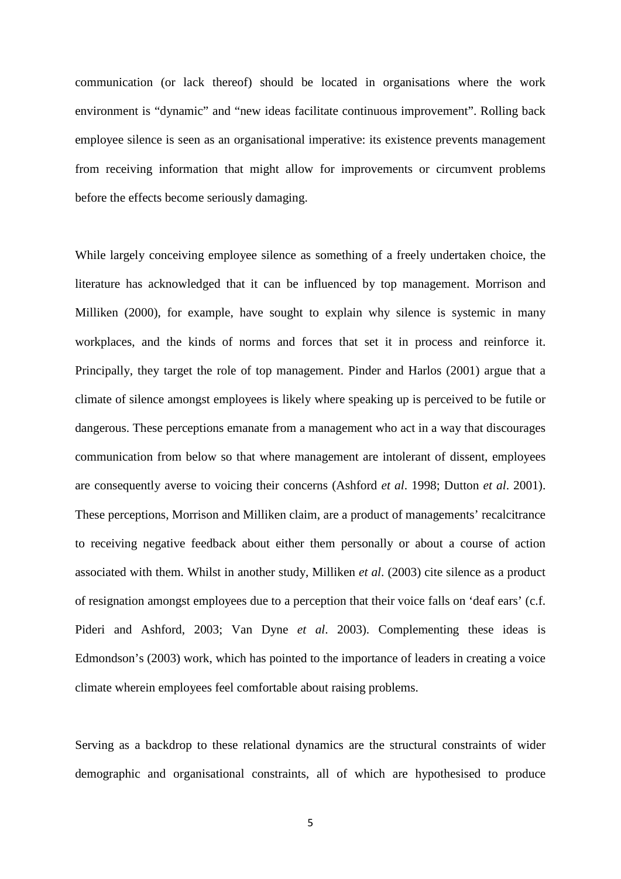communication (or lack thereof) should be located in organisations where the work environment is "dynamic" and "new ideas facilitate continuous improvement". Rolling back employee silence is seen as an organisational imperative: its existence prevents management from receiving information that might allow for improvements or circumvent problems before the effects become seriously damaging.

While largely conceiving employee silence as something of a freely undertaken choice, the literature has acknowledged that it can be influenced by top management. Morrison and Milliken (2000), for example, have sought to explain why silence is systemic in many workplaces, and the kinds of norms and forces that set it in process and reinforce it. Principally, they target the role of top management. Pinder and Harlos (2001) argue that a climate of silence amongst employees is likely where speaking up is perceived to be futile or dangerous. These perceptions emanate from a management who act in a way that discourages communication from below so that where management are intolerant of dissent, employees are consequently averse to voicing their concerns (Ashford *et al*. 1998; Dutton *et al*. 2001). These perceptions, Morrison and Milliken claim, are a product of managements' recalcitrance to receiving negative feedback about either them personally or about a course of action associated with them. Whilst in another study, Milliken *et al*. (2003) cite silence as a product of resignation amongst employees due to a perception that their voice falls on 'deaf ears' (c.f. Pideri and Ashford, 2003; Van Dyne *et al*. 2003). Complementing these ideas is Edmondson's (2003) work, which has pointed to the importance of leaders in creating a voice climate wherein employees feel comfortable about raising problems.

Serving as a backdrop to these relational dynamics are the structural constraints of wider demographic and organisational constraints, all of which are hypothesised to produce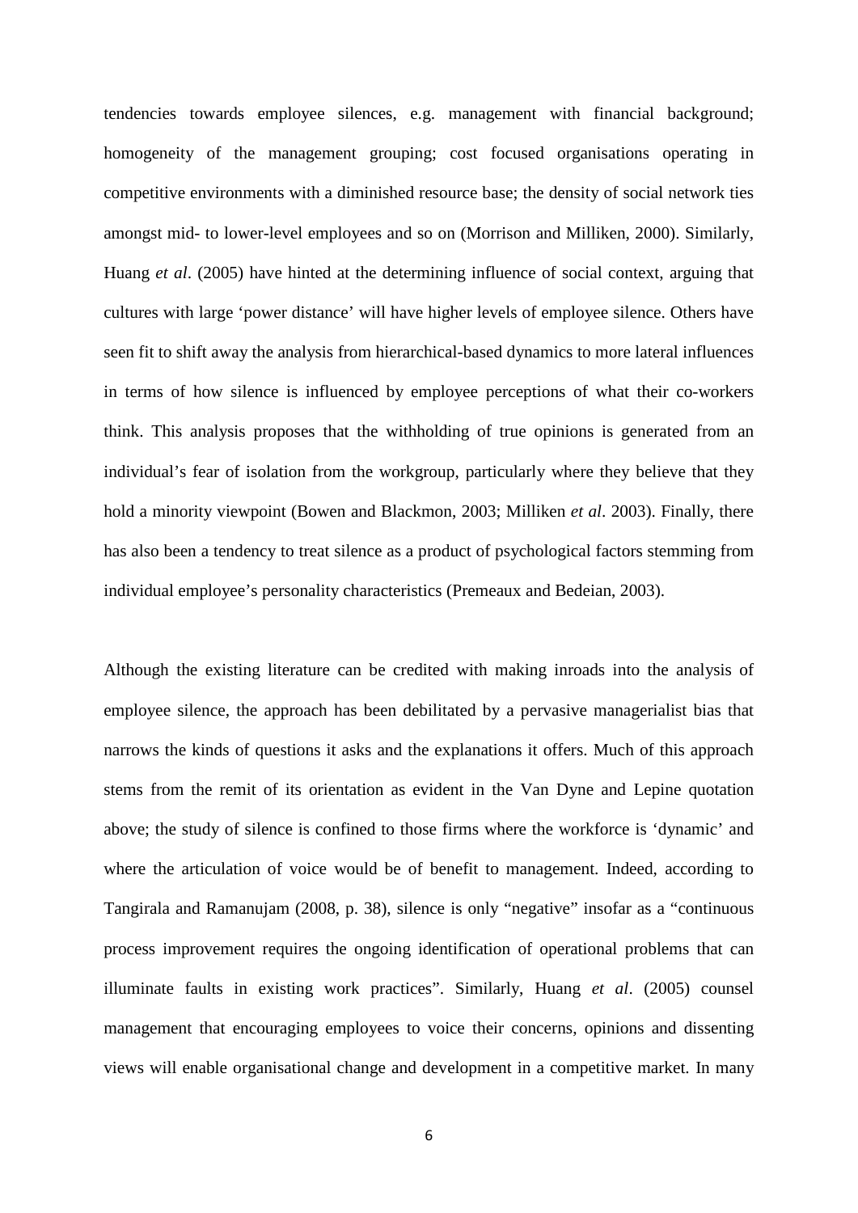tendencies towards employee silences, e.g. management with financial background; homogeneity of the management grouping; cost focused organisations operating in competitive environments with a diminished resource base; the density of social network ties amongst mid- to lower-level employees and so on (Morrison and Milliken, 2000). Similarly, Huang *et al*. (2005) have hinted at the determining influence of social context, arguing that cultures with large 'power distance' will have higher levels of employee silence. Others have seen fit to shift away the analysis from hierarchical-based dynamics to more lateral influences in terms of how silence is influenced by employee perceptions of what their co-workers think. This analysis proposes that the withholding of true opinions is generated from an individual's fear of isolation from the workgroup, particularly where they believe that they hold a minority viewpoint (Bowen and Blackmon, 2003; Milliken *et al*. 2003). Finally, there has also been a tendency to treat silence as a product of psychological factors stemming from individual employee's personality characteristics (Premeaux and Bedeian, 2003).

Although the existing literature can be credited with making inroads into the analysis of employee silence, the approach has been debilitated by a pervasive managerialist bias that narrows the kinds of questions it asks and the explanations it offers. Much of this approach stems from the remit of its orientation as evident in the Van Dyne and Lepine quotation above; the study of silence is confined to those firms where the workforce is 'dynamic' and where the articulation of voice would be of benefit to management. Indeed, according to Tangirala and Ramanujam (2008, p. 38), silence is only "negative" insofar as a "continuous process improvement requires the ongoing identification of operational problems that can illuminate faults in existing work practices". Similarly, Huang *et al*. (2005) counsel management that encouraging employees to voice their concerns, opinions and dissenting views will enable organisational change and development in a competitive market. In many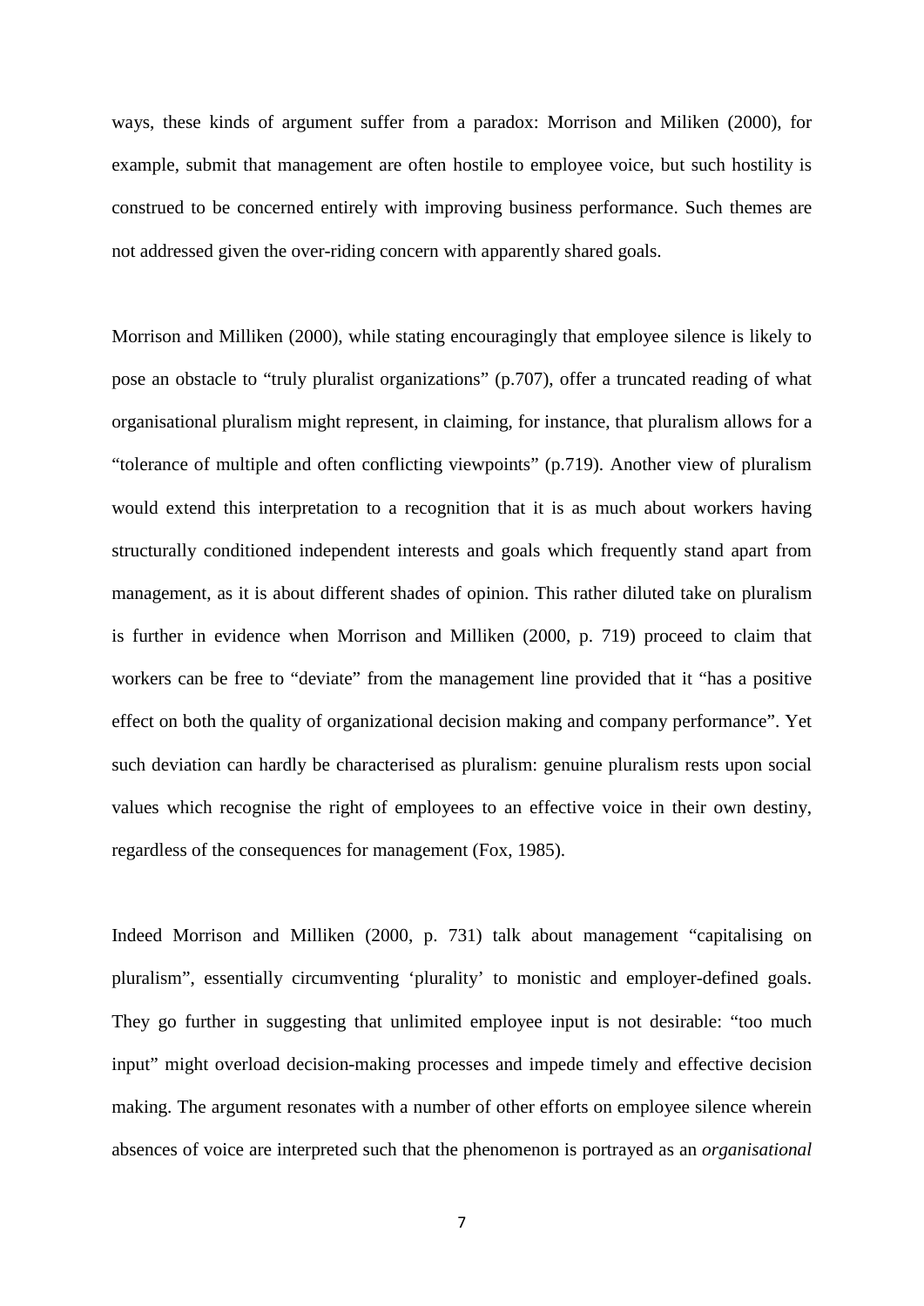ways, these kinds of argument suffer from a paradox: Morrison and Miliken (2000), for example, submit that management are often hostile to employee voice, but such hostility is construed to be concerned entirely with improving business performance. Such themes are not addressed given the over-riding concern with apparently shared goals.

Morrison and Milliken (2000), while stating encouragingly that employee silence is likely to pose an obstacle to "truly pluralist organizations" (p.707), offer a truncated reading of what organisational pluralism might represent, in claiming, for instance, that pluralism allows for a "tolerance of multiple and often conflicting viewpoints" (p.719). Another view of pluralism would extend this interpretation to a recognition that it is as much about workers having structurally conditioned independent interests and goals which frequently stand apart from management, as it is about different shades of opinion. This rather diluted take on pluralism is further in evidence when Morrison and Milliken (2000, p. 719) proceed to claim that workers can be free to "deviate" from the management line provided that it "has a positive effect on both the quality of organizational decision making and company performance". Yet such deviation can hardly be characterised as pluralism: genuine pluralism rests upon social values which recognise the right of employees to an effective voice in their own destiny, regardless of the consequences for management (Fox, 1985).

Indeed Morrison and Milliken (2000, p. 731) talk about management "capitalising on pluralism", essentially circumventing 'plurality' to monistic and employer-defined goals. They go further in suggesting that unlimited employee input is not desirable: "too much input" might overload decision-making processes and impede timely and effective decision making. The argument resonates with a number of other efforts on employee silence wherein absences of voice are interpreted such that the phenomenon is portrayed as an *organisational*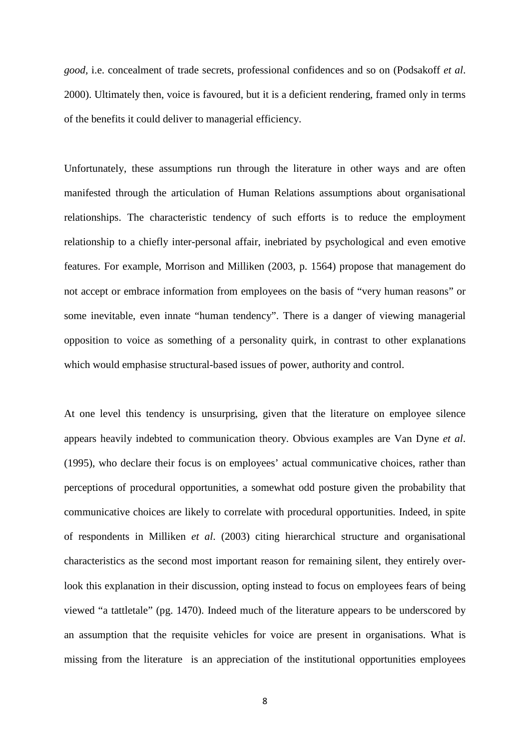*good*, i.e. concealment of trade secrets, professional confidences and so on (Podsakoff *et al*. 2000). Ultimately then, voice is favoured, but it is a deficient rendering, framed only in terms of the benefits it could deliver to managerial efficiency.

Unfortunately, these assumptions run through the literature in other ways and are often manifested through the articulation of Human Relations assumptions about organisational relationships. The characteristic tendency of such efforts is to reduce the employment relationship to a chiefly inter-personal affair, inebriated by psychological and even emotive features. For example, Morrison and Milliken (2003, p. 1564) propose that management do not accept or embrace information from employees on the basis of "very human reasons" or some inevitable, even innate "human tendency". There is a danger of viewing managerial opposition to voice as something of a personality quirk, in contrast to other explanations which would emphasise structural-based issues of power, authority and control.

At one level this tendency is unsurprising, given that the literature on employee silence appears heavily indebted to communication theory. Obvious examples are Van Dyne *et al*. (1995), who declare their focus is on employees' actual communicative choices, rather than perceptions of procedural opportunities, a somewhat odd posture given the probability that communicative choices are likely to correlate with procedural opportunities. Indeed, in spite of respondents in Milliken *et al*. (2003) citing hierarchical structure and organisational characteristics as the second most important reason for remaining silent, they entirely over-look this explanation in their discussion, opting instead to focus on employees fears of being viewed "a tattletale" (pg. 1470). Indeed much of the literature appears to be underscored by an assumption that the requisite vehicles for voice are present in organisations. What is missing from the literature is an appreciation of the institutional opportunities employees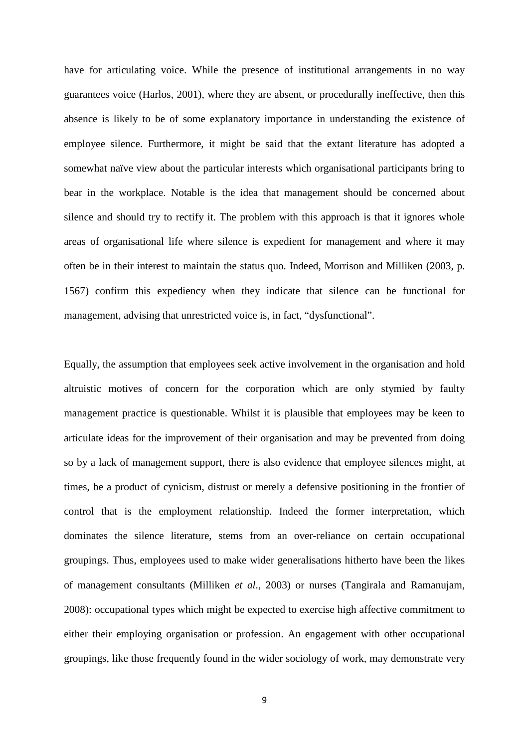have for articulating voice. While the presence of institutional arrangements in no way guarantees voice (Harlos, 2001), where they are absent, or procedurally ineffective, then this absence is likely to be of some explanatory importance in understanding the existence of employee silence. Furthermore, it might be said that the extant literature has adopted a somewhat naïve view about the particular interests which organisational participants bring to bear in the workplace. Notable is the idea that management should be concerned about silence and should try to rectify it. The problem with this approach is that it ignores whole areas of organisational life where silence is expedient for management and where it may often be in their interest to maintain the status quo. Indeed, Morrison and Milliken (2003, p. 1567) confirm this expediency when they indicate that silence can be functional for management, advising that unrestricted voice is, in fact, "dysfunctional".

Equally, the assumption that employees seek active involvement in the organisation and hold altruistic motives of concern for the corporation which are only stymied by faulty management practice is questionable. Whilst it is plausible that employees may be keen to articulate ideas for the improvement of their organisation and may be prevented from doing so by a lack of management support, there is also evidence that employee silences might, at times, be a product of cynicism, distrust or merely a defensive positioning in the frontier of control that is the employment relationship. Indeed the former interpretation, which dominates the silence literature, stems from an over-reliance on certain occupational groupings. Thus, employees used to make wider generalisations hitherto have been the likes of management consultants (Milliken *et al*., 2003) or nurses (Tangirala and Ramanujam, 2008): occupational types which might be expected to exercise high affective commitment to either their employing organisation or profession. An engagement with other occupational groupings, like those frequently found in the wider sociology of work, may demonstrate very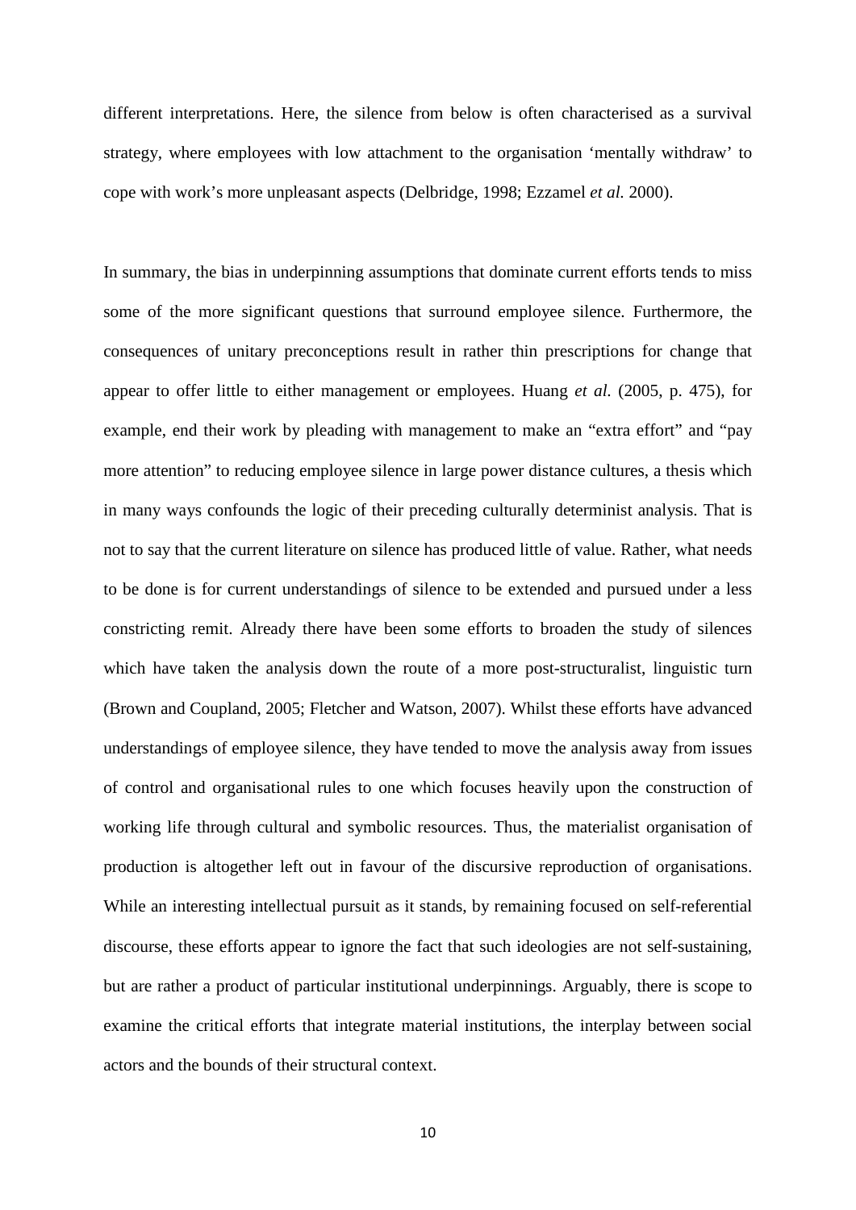different interpretations. Here, the silence from below is often characterised as a survival strategy, where employees with low attachment to the organisation 'mentally withdraw' to cope with work's more unpleasant aspects (Delbridge, 1998; Ezzamel *et al.* 2000).

In summary, the bias in underpinning assumptions that dominate current efforts tends to miss some of the more significant questions that surround employee silence. Furthermore, the consequences of unitary preconceptions result in rather thin prescriptions for change that appear to offer little to either management or employees. Huang *et al.* (2005, p. 475), for example, end their work by pleading with management to make an "extra effort" and "pay more attention" to reducing employee silence in large power distance cultures, a thesis which in many ways confounds the logic of their preceding culturally determinist analysis. That is not to say that the current literature on silence has produced little of value. Rather, what needs to be done is for current understandings of silence to be extended and pursued under a less constricting remit. Already there have been some efforts to broaden the study of silences which have taken the analysis down the route of a more post-structuralist, linguistic turn (Brown and Coupland, 2005; Fletcher and Watson, 2007). Whilst these efforts have advanced understandings of employee silence, they have tended to move the analysis away from issues of control and organisational rules to one which focuses heavily upon the construction of working life through cultural and symbolic resources. Thus, the materialist organisation of production is altogether left out in favour of the discursive reproduction of organisations. While an interesting intellectual pursuit as it stands, by remaining focused on self-referential discourse, these efforts appear to ignore the fact that such ideologies are not self-sustaining, but are rather a product of particular institutional underpinnings. Arguably, there is scope to examine the critical efforts that integrate material institutions, the interplay between social actors and the bounds of their structural context.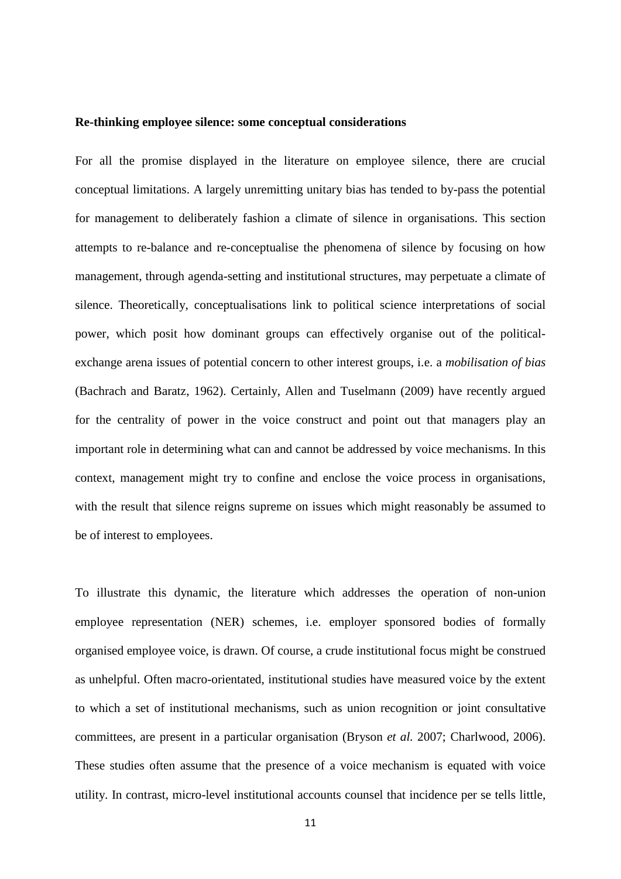**Re-thinking employee silence: some conceptual considerations**

For all the promise displayed in the literature on employee silence, there are crucial conceptual limitations. A largely unremitting unitary bias has tended to by-pass the potential for management to deliberately fashion a climate of silence in organisations. This section attempts to re-balance and re-conceptualise the phenomena of silence by focusing on how management, through agenda-setting and institutional structures, may perpetuate a climate of silence. Theoretically, conceptualisations link to political science interpretations of social power, which posit how dominant groups can effectively organise out of the political-exchange arena issues of potential concern to other interest groups, i.e. a *mobilisation of bias* (Bachrach and Baratz, 1962). Certainly, Allen and Tuselmann (2009) have recently argued for the centrality of power in the voice construct and point out that managers play an important role in determining what can and cannot be addressed by voice mechanisms. In this context, management might try to confine and enclose the voice process in organisations, with the result that silence reigns supreme on issues which might reasonably be assumed to be of interest to employees.

To illustrate this dynamic, the literature which addresses the operation of non-union employee representation (NER) schemes, i.e. employer sponsored bodies of formally organised employee voice, is drawn. Of course, a crude institutional focus might be construed as unhelpful. Often macro-orientated, institutional studies have measured voice by the extent to which a set of institutional mechanisms, such as union recognition or joint consultative committees, are present in a particular organisation (Bryson *et al.* 2007; Charlwood, 2006). These studies often assume that the presence of a voice mechanism is equated with voice utility. In contrast, micro-level institutional accounts counsel that incidence per se tells little,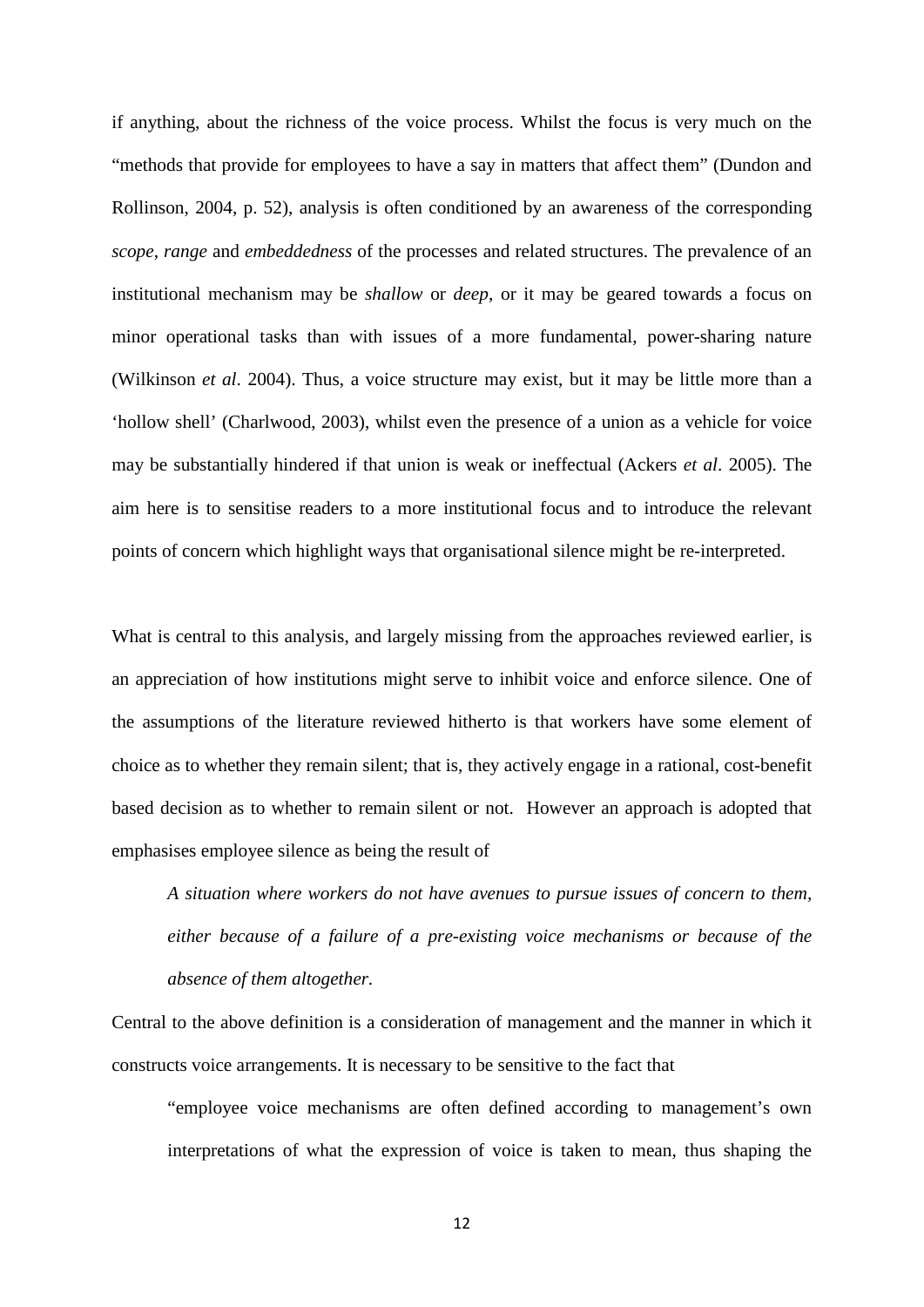if anything, about the richness of the voice process. Whilst the focus is very much on the "methods that provide for employees to have a say in matters that affect them" (Dundon and Rollinson, 2004, p. 52), analysis is often conditioned by an awareness of the corresponding *scope*, *range* and *embeddedness* of the processes and related structures. The prevalence of an institutional mechanism may be *shallow* or *deep*, or it may be geared towards a focus on minor operational tasks than with issues of a more fundamental, power-sharing nature (Wilkinson *et al*. 2004). Thus, a voice structure may exist, but it may be little more than a 'hollow shell' (Charlwood, 2003), whilst even the presence of a union as a vehicle for voice may be substantially hindered if that union is weak or ineffectual (Ackers *et al*. 2005). The aim here is to sensitise readers to a more institutional focus and to introduce the relevant points of concern which highlight ways that organisational silence might be re-interpreted.

What is central to this analysis, and largely missing from the approaches reviewed earlier, is an appreciation of how institutions might serve to inhibit voice and enforce silence. One of the assumptions of the literature reviewed hitherto is that workers have some element of choice as to whether they remain silent; that is, they actively engage in a rational, cost-benefit based decision as to whether to remain silent or not. However an approach is adopted that emphasises employee silence as being the result of

> *A situation where workers do not have avenues to pursue issues of concern to them, either because of a failure of a pre-existing voice mechanisms or because of the absence of them altogether.*

Central to the above definition is a consideration of management and the manner in which it constructs voice arrangements. It is necessary to be sensitive to the fact that

> "employee voice mechanisms are often defined according to management's own interpretations of what the expression of voice is taken to mean, thus shaping the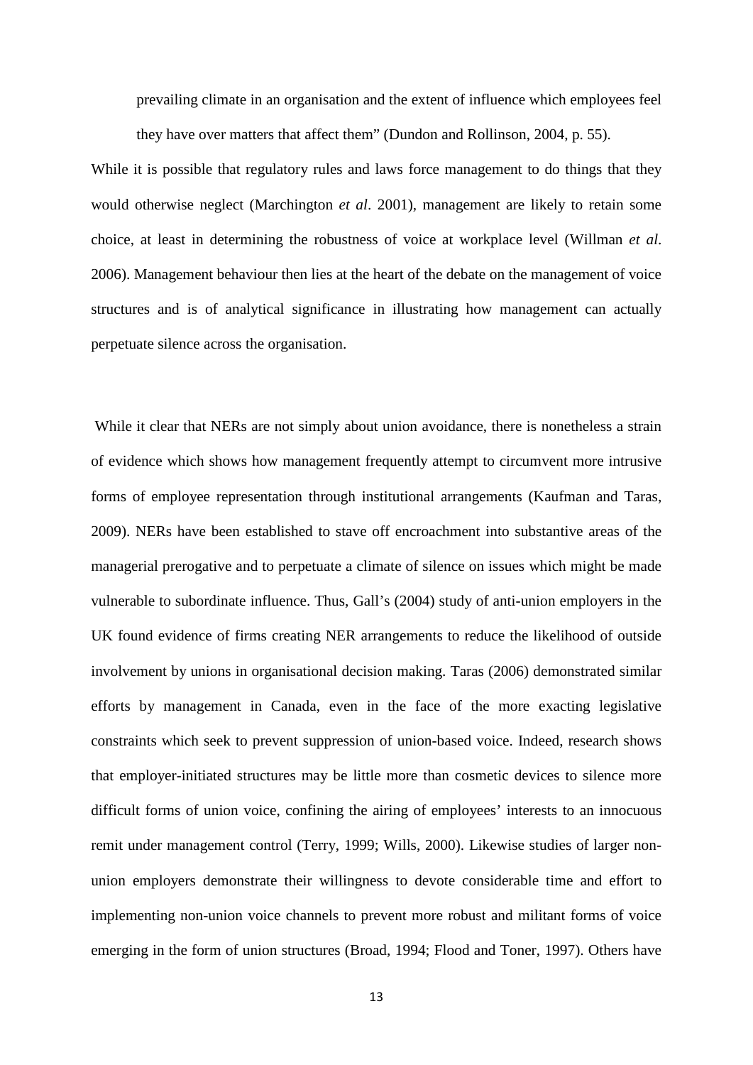prevailing climate in an organisation and the extent of influence which employees feel they have over matters that affect them" (Dundon and Rollinson, 2004, p. 55).

While it is possible that regulatory rules and laws force management to do things that they would otherwise neglect (Marchington *et al*. 2001), management are likely to retain some choice, at least in determining the robustness of voice at workplace level (Willman *et al*. 2006). Management behaviour then lies at the heart of the debate on the management of voice structures and is of analytical significance in illustrating how management can actually perpetuate silence across the organisation.

While it clear that NERs are not simply about union avoidance, there is nonetheless a strain of evidence which shows how management frequently attempt to circumvent more intrusive forms of employee representation through institutional arrangements (Kaufman and Taras, 2009). NERs have been established to stave off encroachment into substantive areas of the managerial prerogative and to perpetuate a climate of silence on issues which might be made vulnerable to subordinate influence. Thus, Gall's (2004) study of anti-union employers in the UK found evidence of firms creating NER arrangements to reduce the likelihood of outside involvement by unions in organisational decision making. Taras (2006) demonstrated similar efforts by management in Canada, even in the face of the more exacting legislative constraints which seek to prevent suppression of union-based voice. Indeed, research shows that employer-initiated structures may be little more than cosmetic devices to silence more difficult forms of union voice, confining the airing of employees' interests to an innocuous remit under management control (Terry, 1999; Wills, 2000). Likewise studies of larger non-union employers demonstrate their willingness to devote considerable time and effort to implementing non-union voice channels to prevent more robust and militant forms of voice emerging in the form of union structures (Broad, 1994; Flood and Toner, 1997). Others have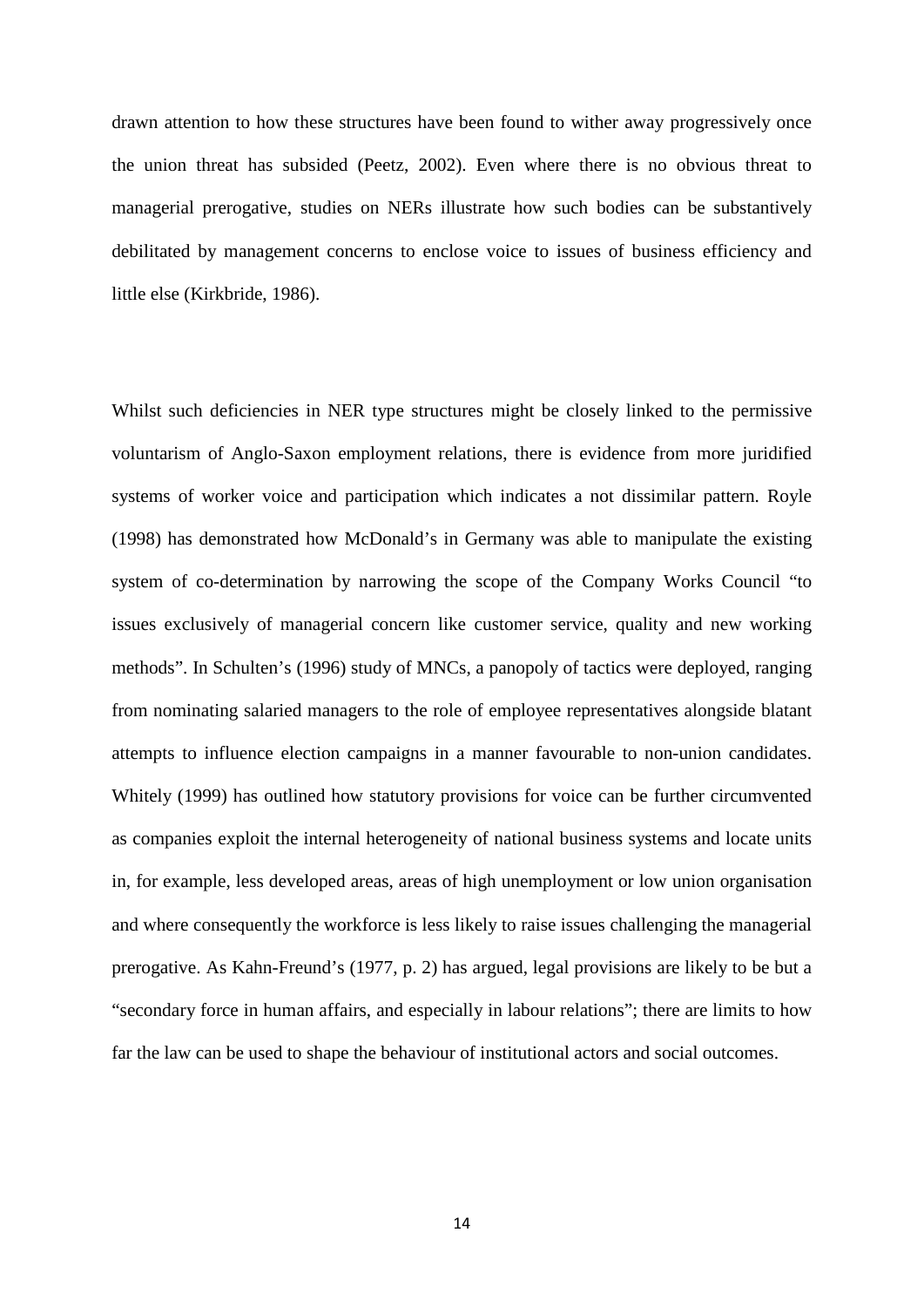drawn attention to how these structures have been found to wither away progressively once the union threat has subsided (Peetz, 2002). Even where there is no obvious threat to managerial prerogative, studies on NERs illustrate how such bodies can be substantively debilitated by management concerns to enclose voice to issues of business efficiency and little else (Kirkbride, 1986).

Whilst such deficiencies in NER type structures might be closely linked to the permissive voluntarism of Anglo-Saxon employment relations, there is evidence from more juridified systems of worker voice and participation which indicates a not dissimilar pattern. Royle (1998) has demonstrated how McDonald's in Germany was able to manipulate the existing system of co-determination by narrowing the scope of the Company Works Council "to issues exclusively of managerial concern like customer service, quality and new working methods". In Schulten's (1996) study of MNCs, a panopoly of tactics were deployed, ranging from nominating salaried managers to the role of employee representatives alongside blatant attempts to influence election campaigns in a manner favourable to non-union candidates. Whitely (1999) has outlined how statutory provisions for voice can be further circumvented as companies exploit the internal heterogeneity of national business systems and locate units in, for example, less developed areas, areas of high unemployment or low union organisation and where consequently the workforce is less likely to raise issues challenging the managerial prerogative. As Kahn-Freund's (1977, p. 2) has argued, legal provisions are likely to be but a "secondary force in human affairs, and especially in labour relations"; there are limits to how far the law can be used to shape the behaviour of institutional actors and social outcomes.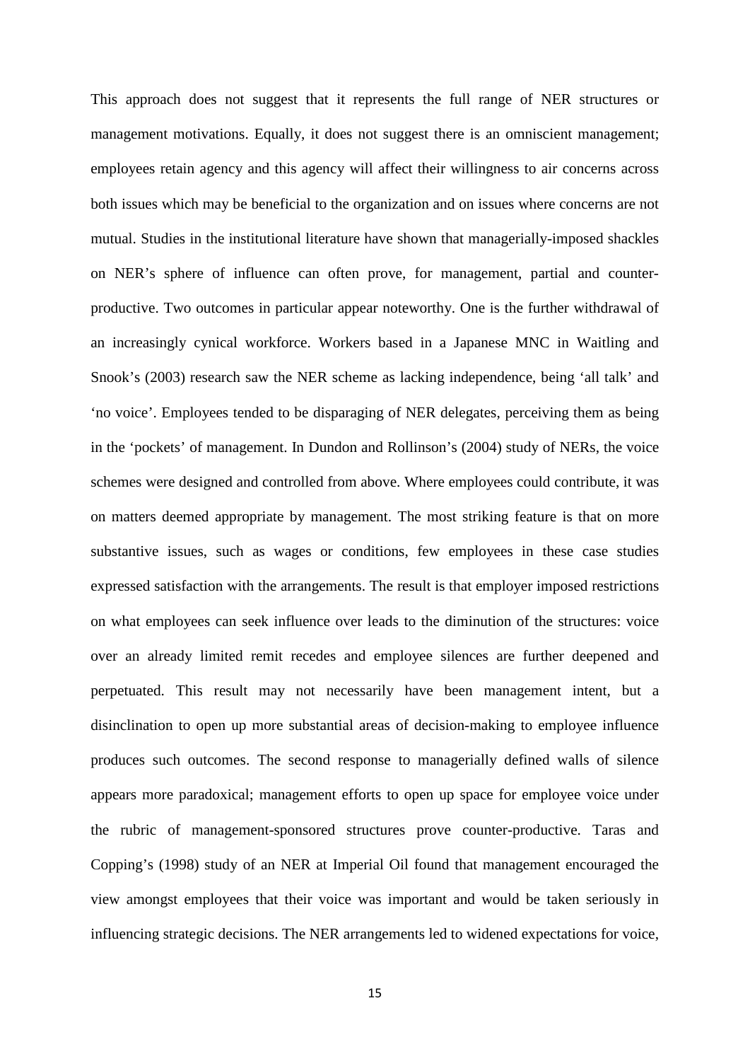This approach does not suggest that it represents the full range of NER structures or management motivations. Equally, it does not suggest there is an omniscient management; employees retain agency and this agency will affect their willingness to air concerns across both issues which may be beneficial to the organization and on issues where concerns are not mutual. Studies in the institutional literature have shown that managerially-imposed shackles on NER's sphere of influence can often prove, for management, partial and counter-productive. Two outcomes in particular appear noteworthy. One is the further withdrawal of an increasingly cynical workforce. Workers based in a Japanese MNC in Waitling and Snook's (2003) research saw the NER scheme as lacking independence, being 'all talk' and 'no voice'. Employees tended to be disparaging of NER delegates, perceiving them as being in the 'pockets' of management. In Dundon and Rollinson's (2004) study of NERs, the voice schemes were designed and controlled from above. Where employees could contribute, it was on matters deemed appropriate by management. The most striking feature is that on more substantive issues, such as wages or conditions, few employees in these case studies expressed satisfaction with the arrangements. The result is that employer imposed restrictions on what employees can seek influence over leads to the diminution of the structures: voice over an already limited remit recedes and employee silences are further deepened and perpetuated. This result may not necessarily have been management intent, but a disinclination to open up more substantial areas of decision-making to employee influence produces such outcomes. The second response to managerially defined walls of silence appears more paradoxical; management efforts to open up space for employee voice under the rubric of management-sponsored structures prove counter-productive. Taras and Copping's (1998) study of an NER at Imperial Oil found that management encouraged the view amongst employees that their voice was important and would be taken seriously in influencing strategic decisions. The NER arrangements led to widened expectations for voice,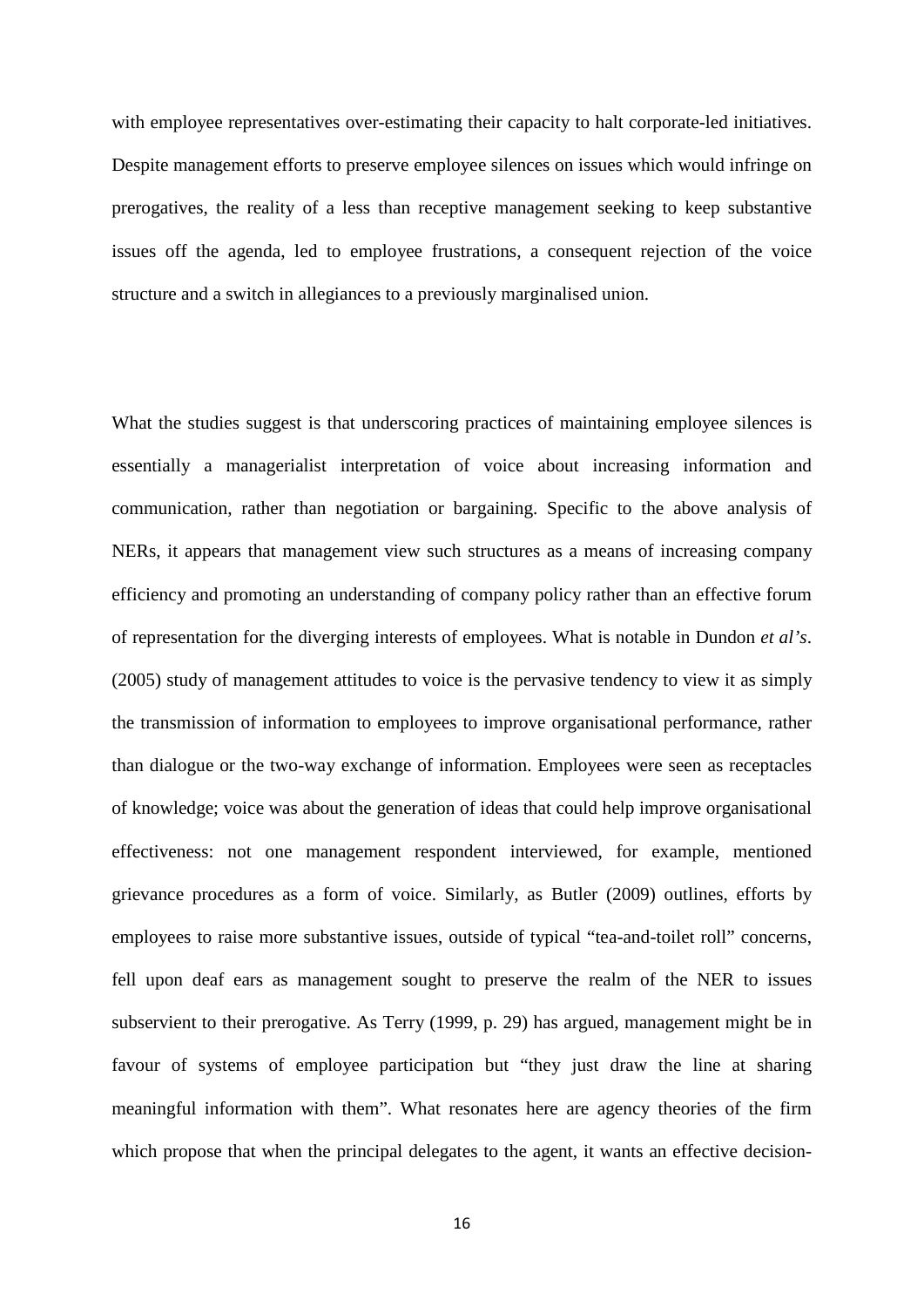with employee representatives over-estimating their capacity to halt corporate-led initiatives. Despite management efforts to preserve employee silences on issues which would infringe on prerogatives, the reality of a less than receptive management seeking to keep substantive issues off the agenda, led to employee frustrations, a consequent rejection of the voice structure and a switch in allegiances to a previously marginalised union.

What the studies suggest is that underscoring practices of maintaining employee silences is essentially a managerialist interpretation of voice about increasing information and communication, rather than negotiation or bargaining. Specific to the above analysis of NERs, it appears that management view such structures as a means of increasing company efficiency and promoting an understanding of company policy rather than an effective forum of representation for the diverging interests of employees. What is notable in Dundon *et al's*. (2005) study of management attitudes to voice is the pervasive tendency to view it as simply the transmission of information to employees to improve organisational performance, rather than dialogue or the two-way exchange of information. Employees were seen as receptacles of knowledge; voice was about the generation of ideas that could help improve organisational effectiveness: not one management respondent interviewed, for example, mentioned grievance procedures as a form of voice. Similarly, as Butler (2009) outlines, efforts by employees to raise more substantive issues, outside of typical "tea-and-toilet roll" concerns, fell upon deaf ears as management sought to preserve the realm of the NER to issues subservient to their prerogative. As Terry (1999, p. 29) has argued, management might be in favour of systems of employee participation but "they just draw the line at sharing meaningful information with them". What resonates here are agency theories of the firm which propose that when the principal delegates to the agent, it wants an effective decision-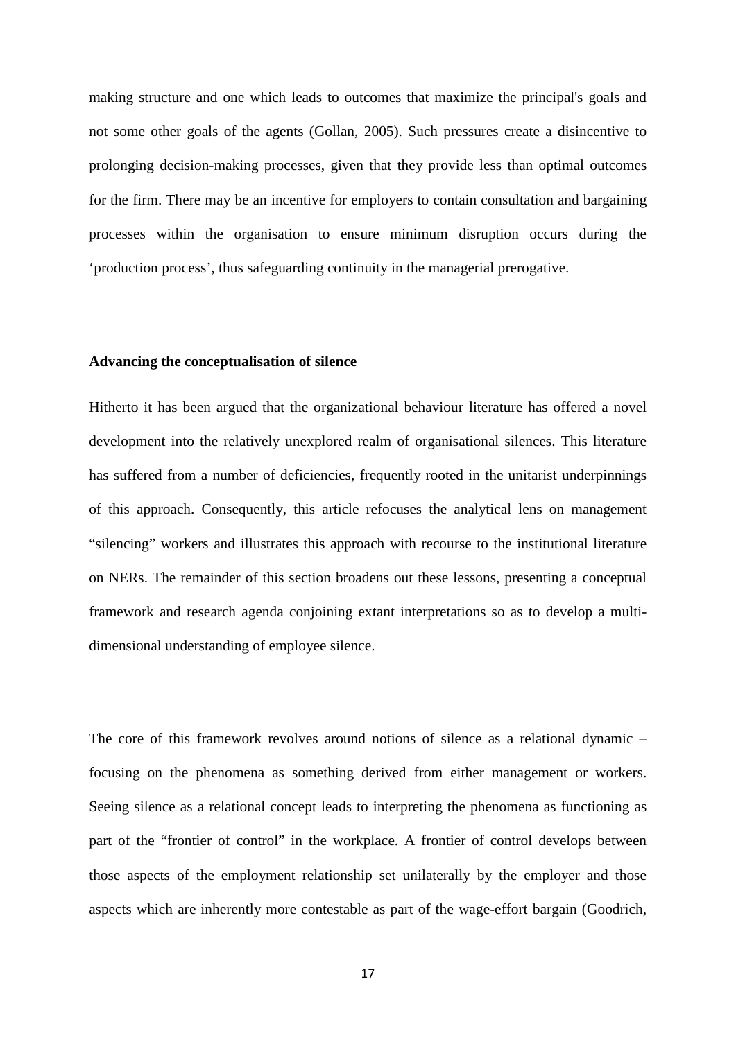making structure and one which leads to outcomes that maximize the principal's goals and not some other goals of the agents (Gollan, 2005). Such pressures create a disincentive to prolonging decision-making processes, given that they provide less than optimal outcomes for the firm. There may be an incentive for employers to contain consultation and bargaining processes within the organisation to ensure minimum disruption occurs during the 'production process', thus safeguarding continuity in the managerial prerogative.

**Advancing the conceptualisation of silence**

Hitherto it has been argued that the organizational behaviour literature has offered a novel development into the relatively unexplored realm of organisational silences. This literature has suffered from a number of deficiencies, frequently rooted in the unitarist underpinnings of this approach. Consequently, this article refocuses the analytical lens on management "silencing" workers and illustrates this approach with recourse to the institutional literature on NERs. The remainder of this section broadens out these lessons, presenting a conceptual framework and research agenda conjoining extant interpretations so as to develop a multi-dimensional understanding of employee silence.

The core of this framework revolves around notions of silence as a relational dynamic – focusing on the phenomena as something derived from either management or workers. Seeing silence as a relational concept leads to interpreting the phenomena as functioning as part of the "frontier of control" in the workplace. A frontier of control develops between those aspects of the employment relationship set unilaterally by the employer and those aspects which are inherently more contestable as part of the wage-effort bargain (Goodrich,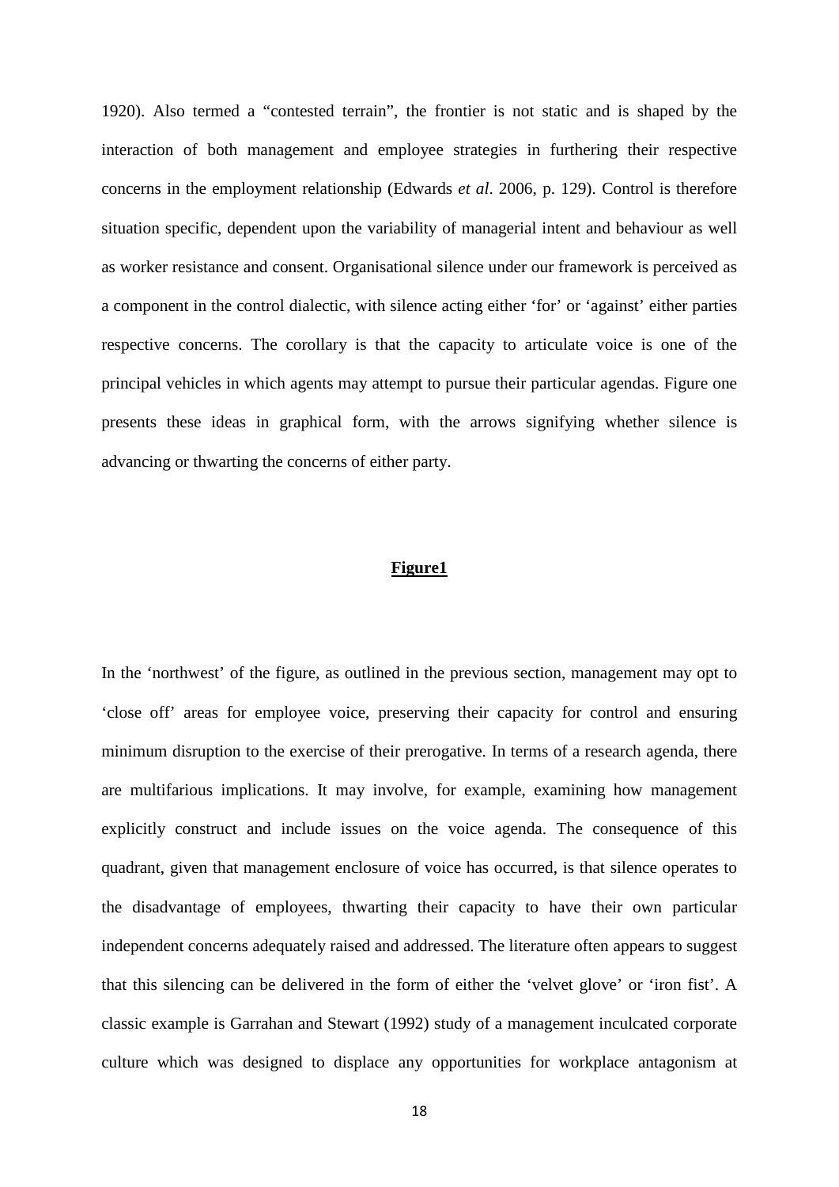1920). Also termed a "contested terrain", the frontier is not static and is shaped by the interaction of both management and employee strategies in furthering their respective concerns in the employment relationship (Edwards *et al*. 2006, p. 129). Control is therefore situation specific, dependent upon the variability of managerial intent and behaviour as well as worker resistance and consent. Organisational silence under our framework is perceived as a component in the control dialectic, with silence acting either 'for' or 'against' either parties respective concerns. The corollary is that the capacity to articulate voice is one of the principal vehicles in which agents may attempt to pursue their particular agendas. Figure one presents these ideas in graphical form, with the arrows signifying whether silence is advancing or thwarting the concerns of either party.

**Figure1**

In the 'northwest' of the figure, as outlined in the previous section, management may opt to 'close off' areas for employee voice, preserving their capacity for control and ensuring minimum disruption to the exercise of their prerogative. In terms of a research agenda, there are multifarious implications. It may involve, for example, examining how management explicitly construct and include issues on the voice agenda. The consequence of this quadrant, given that management enclosure of voice has occurred, is that silence operates to the disadvantage of employees, thwarting their capacity to have their own particular independent concerns adequately raised and addressed. The literature often appears to suggest that this silencing can be delivered in the form of either the 'velvet glove' or 'iron fist'. A classic example is Garrahan and Stewart (1992) study of a management inculcated corporate culture which was designed to displace any opportunities for workplace antagonism at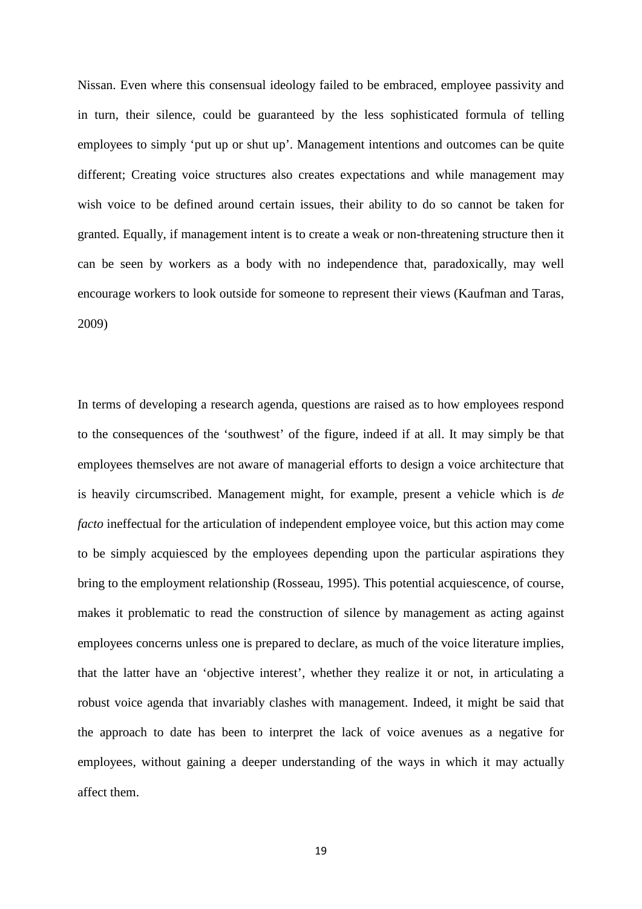Nissan. Even where this consensual ideology failed to be embraced, employee passivity and in turn, their silence, could be guaranteed by the less sophisticated formula of telling employees to simply 'put up or shut up'. Management intentions and outcomes can be quite different; Creating voice structures also creates expectations and while management may wish voice to be defined around certain issues, their ability to do so cannot be taken for granted. Equally, if management intent is to create a weak or non-threatening structure then it can be seen by workers as a body with no independence that, paradoxically, may well encourage workers to look outside for someone to represent their views (Kaufman and Taras, 2009)

In terms of developing a research agenda, questions are raised as to how employees respond to the consequences of the 'southwest' of the figure, indeed if at all. It may simply be that employees themselves are not aware of managerial efforts to design a voice architecture that is heavily circumscribed. Management might, for example, present a vehicle which is *de facto* ineffectual for the articulation of independent employee voice, but this action may come to be simply acquiesced by the employees depending upon the particular aspirations they bring to the employment relationship (Rosseau, 1995). This potential acquiescence, of course, makes it problematic to read the construction of silence by management as acting against employees concerns unless one is prepared to declare, as much of the voice literature implies, that the latter have an 'objective interest', whether they realize it or not, in articulating a robust voice agenda that invariably clashes with management. Indeed, it might be said that the approach to date has been to interpret the lack of voice avenues as a negative for employees, without gaining a deeper understanding of the ways in which it may actually affect them.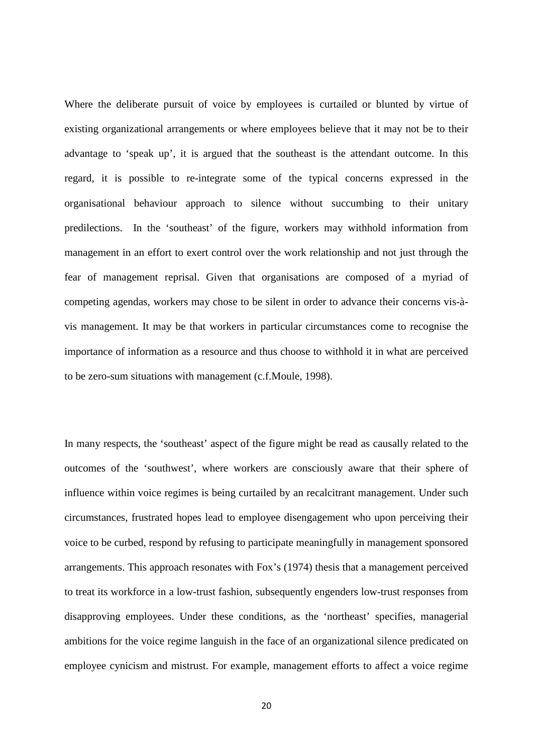Where the deliberate pursuit of voice by employees is curtailed or blunted by virtue of existing organizational arrangements or where employees believe that it may not be to their advantage to 'speak up', it is argued that the southeast is the attendant outcome. In this regard, it is possible to re-integrate some of the typical concerns expressed in the organisational behaviour approach to silence without succumbing to their unitary predilections. In the 'southeast' of the figure, workers may withhold information from management in an effort to exert control over the work relationship and not just through the fear of management reprisal. Given that organisations are composed of a myriad of competing agendas, workers may chose to be silent in order to advance their concerns vis-à-vis management. It may be that workers in particular circumstances come to recognise the importance of information as a resource and thus choose to withhold it in what are perceived to be zero-sum situations with management (c.f.Moule, 1998).

In many respects, the 'southeast' aspect of the figure might be read as causally related to the outcomes of the 'southwest', where workers are consciously aware that their sphere of influence within voice regimes is being curtailed by an recalcitrant management. Under such circumstances, frustrated hopes lead to employee disengagement who upon perceiving their voice to be curbed, respond by refusing to participate meaningfully in management sponsored arrangements. This approach resonates with Fox's (1974) thesis that a management perceived to treat its workforce in a low-trust fashion, subsequently engenders low-trust responses from disapproving employees. Under these conditions, as the 'northeast' specifies, managerial ambitions for the voice regime languish in the face of an organizational silence predicated on employee cynicism and mistrust. For example, management efforts to affect a voice regime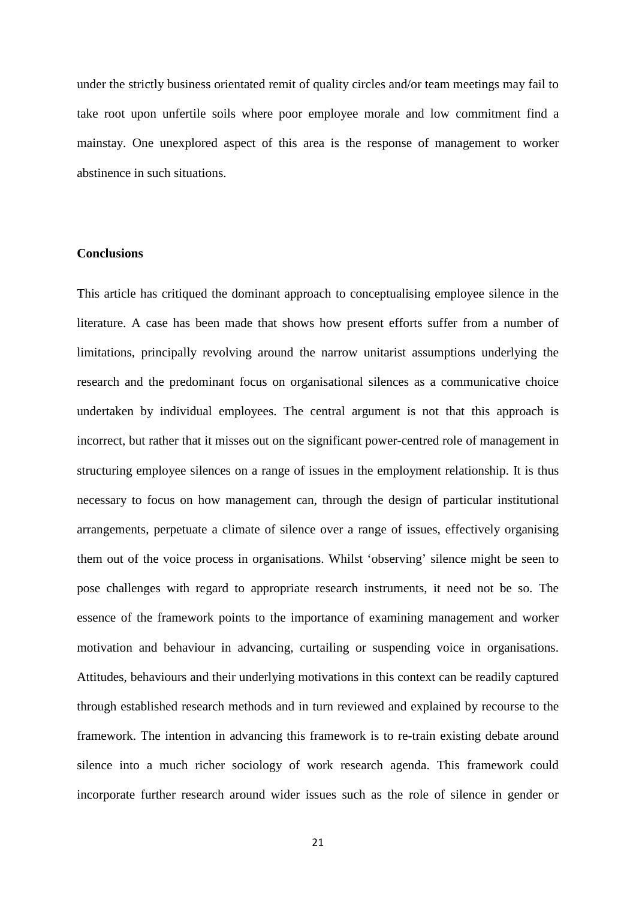under the strictly business orientated remit of quality circles and/or team meetings may fail to take root upon unfertile soils where poor employee morale and low commitment find a mainstay. One unexplored aspect of this area is the response of management to worker abstinence in such situations.

## Conclusions

This article has critiqued the dominant approach to conceptualising employee silence in the literature. A case has been made that shows how present efforts suffer from a number of limitations, principally revolving around the narrow unitarist assumptions underlying the research and the predominant focus on organisational silences as a communicative choice undertaken by individual employees. The central argument is not that this approach is incorrect, but rather that it misses out on the significant power-centred role of management in structuring employee silences on a range of issues in the employment relationship. It is thus necessary to focus on how management can, through the design of particular institutional arrangements, perpetuate a climate of silence over a range of issues, effectively organising them out of the voice process in organisations. Whilst 'observing' silence might be seen to pose challenges with regard to appropriate research instruments, it need not be so. The essence of the framework points to the importance of examining management and worker motivation and behaviour in advancing, curtailing or suspending voice in organisations. Attitudes, behaviours and their underlying motivations in this context can be readily captured through established research methods and in turn reviewed and explained by recourse to the framework. The intention in advancing this framework is to re-train existing debate around silence into a much richer sociology of work research agenda. This framework could incorporate further research around wider issues such as the role of silence in gender or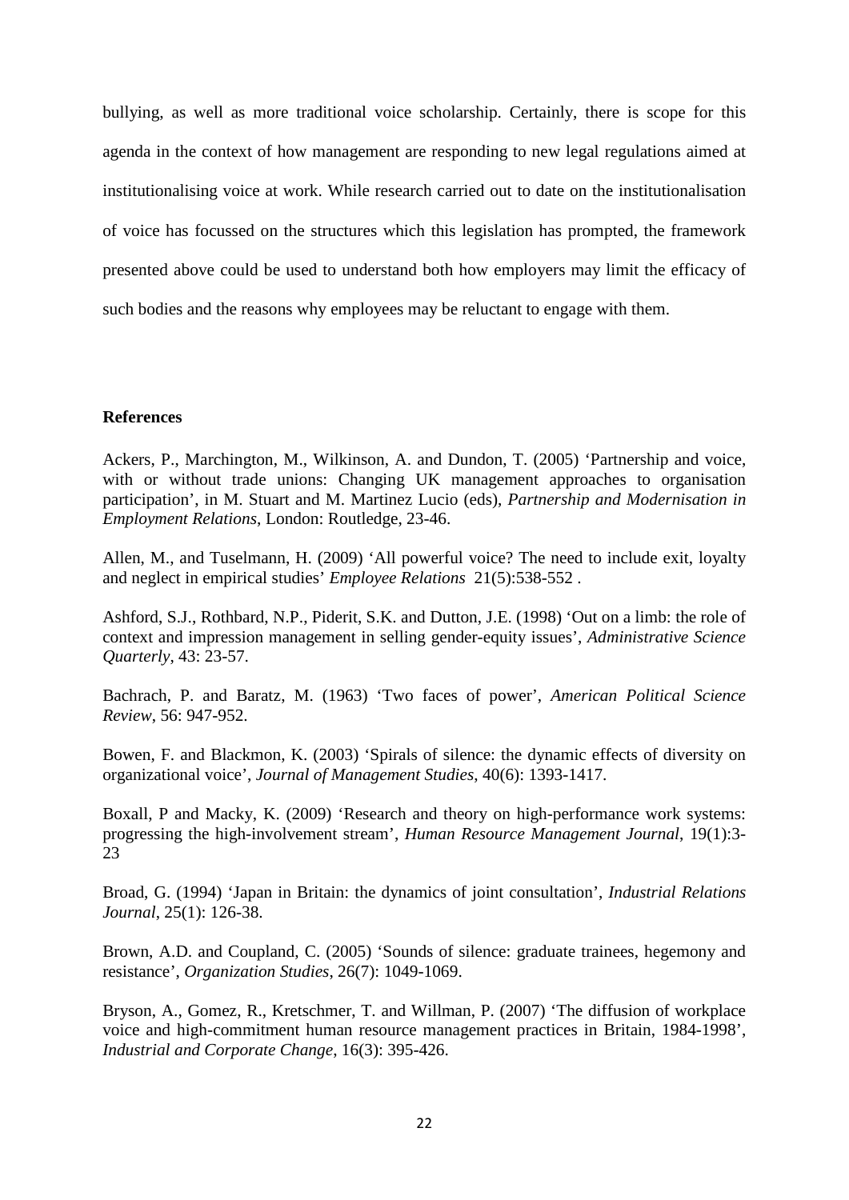bullying, as well as more traditional voice scholarship. Certainly, there is scope for this agenda in the context of how management are responding to new legal regulations aimed at institutionalising voice at work. While research carried out to date on the institutionalisation of voice has focussed on the structures which this legislation has prompted, the framework presented above could be used to understand both how employers may limit the efficacy of such bodies and the reasons why employees may be reluctant to engage with them.

**References**

Ackers, P., Marchington, M., Wilkinson, A. and Dundon, T. (2005) 'Partnership and voice, with or without trade unions: Changing UK management approaches to organisation participation', in M. Stuart and M. Martinez Lucio (eds), *Partnership and Modernisation in Employment Relations*, London: Routledge, 23-46.

Allen, M., and Tuselmann, H. (2009) 'All powerful voice? The need to include exit, loyalty and neglect in empirical studies' *Employee Relations* 21(5):538-552 .

Ashford, S.J., Rothbard, N.P., Piderit, S.K. and Dutton, J.E. (1998) 'Out on a limb: the role of context and impression management in selling gender-equity issues', *Administrative Science Quarterly*, 43: 23-57.

Bachrach, P. and Baratz, M. (1963) 'Two faces of power', *American Political Science Review*, 56: 947-952.

Bowen, F. and Blackmon, K. (2003) 'Spirals of silence: the dynamic effects of diversity on organizational voice', *Journal of Management Studies*, 40(6): 1393-1417.

Boxall, P and Macky, K. (2009) 'Research and theory on high-performance work systems: progressing the high-involvement stream', *Human Resource Management Journal*, 19(1):3-23

Broad, G. (1994) 'Japan in Britain: the dynamics of joint consultation', *Industrial Relations Journal*, 25(1): 126-38.

Brown, A.D. and Coupland, C. (2005) 'Sounds of silence: graduate trainees, hegemony and resistance', *Organization Studies*, 26(7): 1049-1069.

Bryson, A., Gomez, R., Kretschmer, T. and Willman, P. (2007) 'The diffusion of workplace voice and high-commitment human resource management practices in Britain, 1984-1998', *Industrial and Corporate Change*, 16(3): 395-426.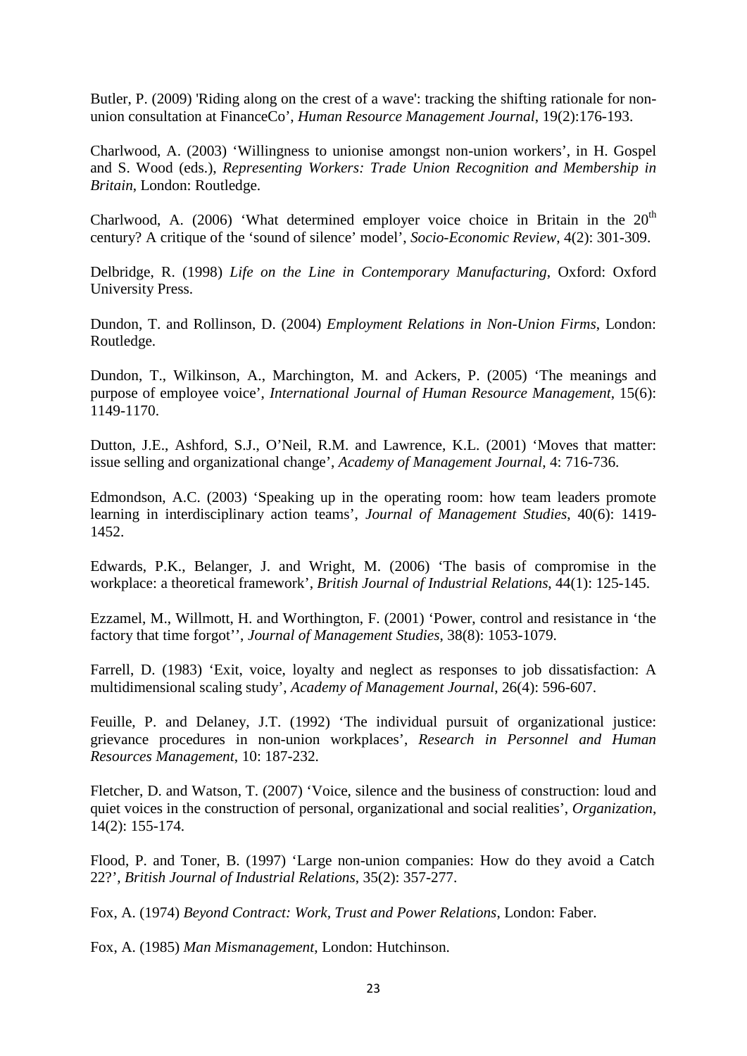Butler, P. (2009) 'Riding along on the crest of a wave': tracking the shifting rationale for non-union consultation at FinanceCo', *Human Resource Management Journal*, 19(2):176-193.

Charlwood, A. (2003) 'Willingness to unionise amongst non-union workers', in H. Gospel and S. Wood (eds.), *Representing Workers: Trade Union Recognition and Membership in Britain*, London: Routledge.

Charlwood, A. (2006) 'What determined employer voice choice in Britain in the 20th century? A critique of the 'sound of silence' model', *Socio-Economic Review*, 4(2): 301-309.

Delbridge, R. (1998) *Life on the Line in Contemporary Manufacturing*, Oxford: Oxford University Press.

Dundon, T. and Rollinson, D. (2004) *Employment Relations in Non-Union Firms*, London: Routledge.

Dundon, T., Wilkinson, A., Marchington, M. and Ackers, P. (2005) 'The meanings and purpose of employee voice', *International Journal of Human Resource Management*, 15(6): 1149-1170.

Dutton, J.E., Ashford, S.J., O'Neil, R.M. and Lawrence, K.L. (2001) 'Moves that matter: issue selling and organizational change', *Academy of Management Journal*, 4: 716-736.

Edmondson, A.C. (2003) 'Speaking up in the operating room: how team leaders promote learning in interdisciplinary action teams', *Journal of Management Studies*, 40(6): 1419-1452.

Edwards, P.K., Belanger, J. and Wright, M. (2006) 'The basis of compromise in the workplace: a theoretical framework', *British Journal of Industrial Relations*, 44(1): 125-145.

Ezzamel, M., Willmott, H. and Worthington, F. (2001) 'Power, control and resistance in 'the factory that time forgot'', *Journal of Management Studies*, 38(8): 1053-1079.

Farrell, D. (1983) 'Exit, voice, loyalty and neglect as responses to job dissatisfaction: A multidimensional scaling study', *Academy of Management Journal*, 26(4): 596-607.

Feuille, P. and Delaney, J.T. (1992) 'The individual pursuit of organizational justice: grievance procedures in non-union workplaces', *Research in Personnel and Human Resources Management*, 10: 187-232.

Fletcher, D. and Watson, T. (2007) 'Voice, silence and the business of construction: loud and quiet voices in the construction of personal, organizational and social realities', *Organization*, 14(2): 155-174.

Flood, P. and Toner, B. (1997) 'Large non-union companies: How do they avoid a Catch 22?', *British Journal of Industrial Relations*, 35(2): 357-277.

Fox, A. (1974) *Beyond Contract: Work, Trust and Power Relations*, London: Faber.

Fox, A. (1985) *Man Mismanagement*, London: Hutchinson.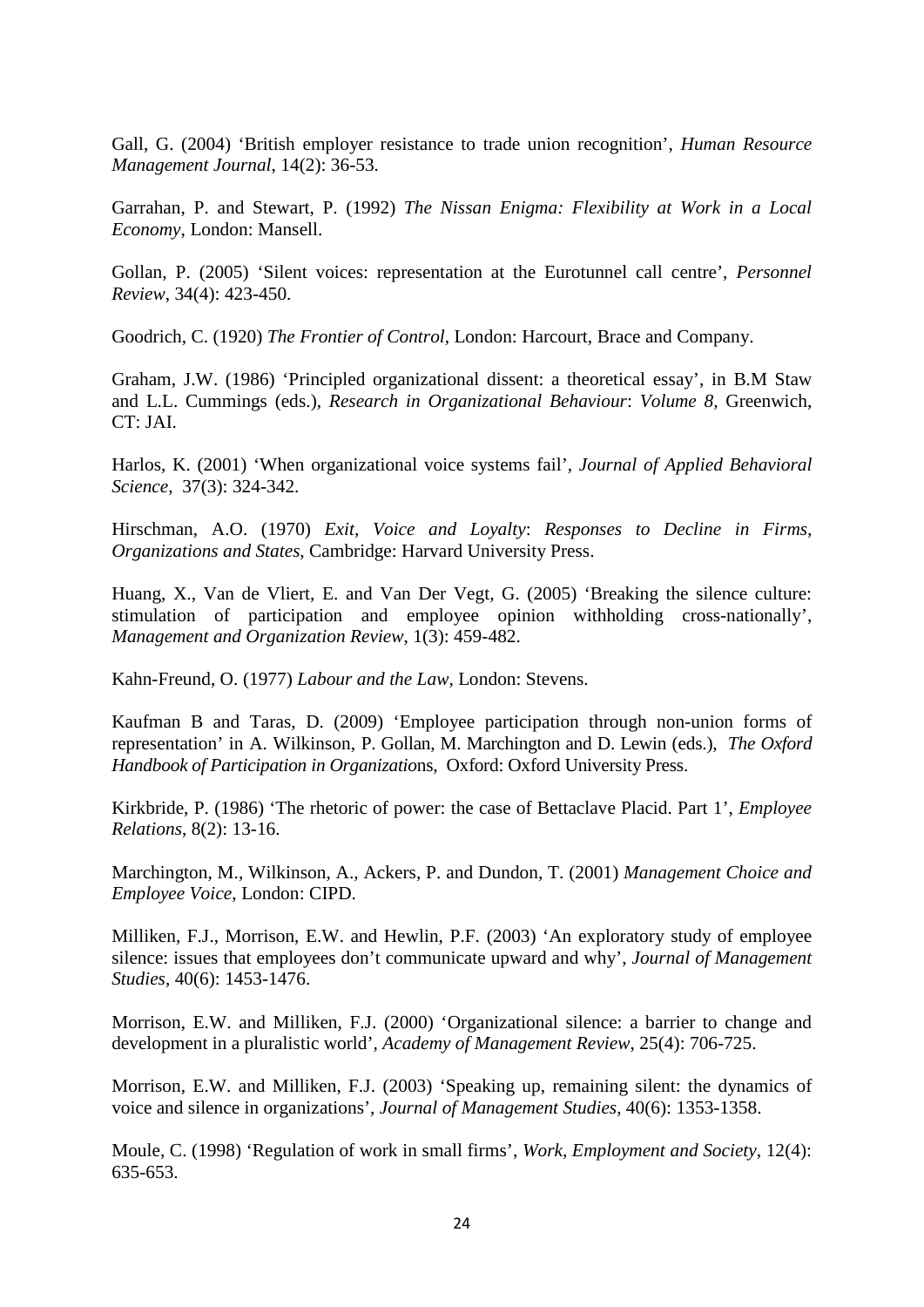Gall, G. (2004) ‘British employer resistance to trade union recognition’, *Human Resource Management Journal*, 14(2): 36-53.

Garrahan, P. and Stewart, P. (1992) *The Nissan Enigma: Flexibility at Work in a Local Economy*, London: Mansell.

Gollan, P. (2005) ‘Silent voices: representation at the Eurotunnel call centre’, *Personnel Review*, 34(4): 423-450.

Goodrich, C. (1920) *The Frontier of Control*, London: Harcourt, Brace and Company.

Graham, J.W. (1986) ‘Principled organizational dissent: a theoretical essay’, in B.M Staw and L.L. Cummings (eds.), *Research in Organizational Behaviour*: *Volume 8,* Greenwich, CT: JAI.

Harlos, K. (2001) ‘When organizational voice systems fail’, *Journal of Applied Behavioral Science*, 37(3): 324-342.

Hirschman, A.O. (1970) *Exit, Voice and Loyalty*: *Responses to Decline in Firms, Organizations and States*, Cambridge: Harvard University Press.

Huang, X., Van de Vliert, E. and Van Der Vegt, G. (2005) ‘Breaking the silence culture: stimulation of participation and employee opinion withholding cross-nationally’, *Management and Organization Review*, 1(3): 459-482.

Kahn-Freund, O. (1977) *Labour and the Law*, London: Stevens.

Kaufman B and Taras, D. (2009) ‘Employee participation through non-union forms of representation’ in A. Wilkinson, P. Gollan, M. Marchington and D. Lewin (eds.), *The Oxford Handbook of Participation in Organizatio*ns, Oxford: Oxford University Press.

Kirkbride, P. (1986) ‘The rhetoric of power: the case of Bettaclave Placid. Part 1’, *Employee Relations*, 8(2): 13-16.

Marchington, M., Wilkinson, A., Ackers, P. and Dundon, T. (2001) *Management Choice and Employee Voice*, London: CIPD.

Milliken, F.J., Morrison, E.W. and Hewlin, P.F. (2003) ‘An exploratory study of employee silence: issues that employees don’t communicate upward and why’, *Journal of Management Studies*, 40(6): 1453-1476.

Morrison, E.W. and Milliken, F.J. (2000) ‘Organizational silence: a barrier to change and development in a pluralistic world’, *Academy of Management Review*, 25(4): 706-725.

Morrison, E.W. and Milliken, F.J. (2003) ‘Speaking up, remaining silent: the dynamics of voice and silence in organizations’, *Journal of Management Studies*, 40(6): 1353-1358.

Moule, C. (1998) ‘Regulation of work in small firms’, *Work, Employment and Society*, 12(4): 635-653.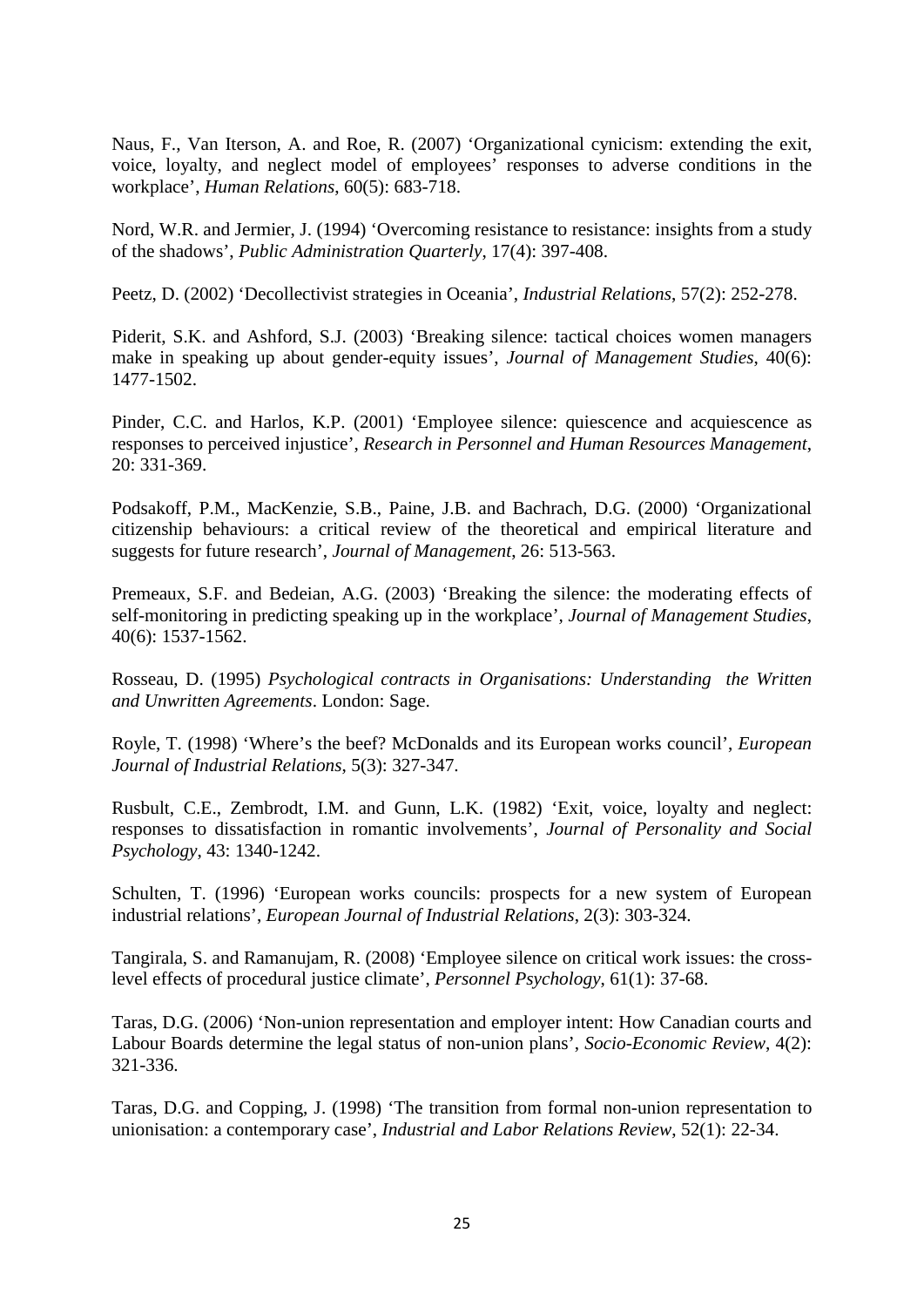Naus, F., Van Iterson, A. and Roe, R. (2007) 'Organizational cynicism: extending the exit, voice, loyalty, and neglect model of employees' responses to adverse conditions in the workplace', *Human Relations*, 60(5): 683-718.

Nord, W.R. and Jermier, J. (1994) 'Overcoming resistance to resistance: insights from a study of the shadows', *Public Administration Quarterly*, 17(4): 397-408.

Peetz, D. (2002) 'Decollectivist strategies in Oceania', *Industrial Relations*, 57(2): 252-278.

Piderit, S.K. and Ashford, S.J. (2003) 'Breaking silence: tactical choices women managers make in speaking up about gender-equity issues', *Journal of Management Studies*, 40(6): 1477-1502.

Pinder, C.C. and Harlos, K.P. (2001) 'Employee silence: quiescence and acquiescence as responses to perceived injustice', *Research in Personnel and Human Resources Management*, 20: 331-369.

Podsakoff, P.M., MacKenzie, S.B., Paine, J.B. and Bachrach, D.G. (2000) 'Organizational citizenship behaviours: a critical review of the theoretical and empirical literature and suggests for future research', *Journal of Management*, 26: 513-563.

Premeaux, S.F. and Bedeian, A.G. (2003) 'Breaking the silence: the moderating effects of self-monitoring in predicting speaking up in the workplace', *Journal of Management Studies*, 40(6): 1537-1562.

Rosseau, D. (1995) *Psychological contracts in Organisations: Understanding the Written and Unwritten Agreements*. London: Sage.

Royle, T. (1998) 'Where's the beef? McDonalds and its European works council', *European Journal of Industrial Relations*, 5(3): 327-347.

Rusbult, C.E., Zembrodt, I.M. and Gunn, L.K. (1982) 'Exit, voice, loyalty and neglect: responses to dissatisfaction in romantic involvements', *Journal of Personality and Social Psychology*, 43: 1340-1242.

Schulten, T. (1996) 'European works councils: prospects for a new system of European industrial relations', *European Journal of Industrial Relations*, 2(3): 303-324.

Tangirala, S. and Ramanujam, R. (2008) 'Employee silence on critical work issues: the cross-level effects of procedural justice climate', *Personnel Psychology*, 61(1): 37-68.

Taras, D.G. (2006) 'Non-union representation and employer intent: How Canadian courts and Labour Boards determine the legal status of non-union plans', *Socio-Economic Review*, 4(2): 321-336.

Taras, D.G. and Copping, J. (1998) 'The transition from formal non-union representation to unionisation: a contemporary case', *Industrial and Labor Relations Review*, 52(1): 22-34.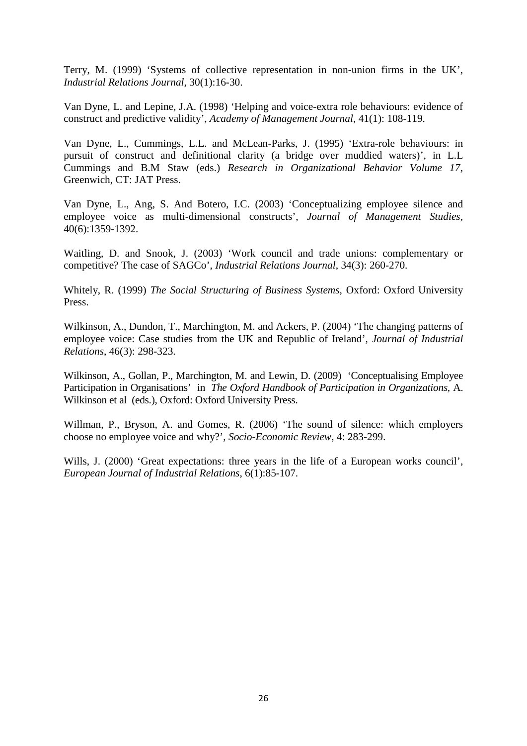Terry, M. (1999) 'Systems of collective representation in non-union firms in the UK', *Industrial Relations Journal*, 30(1):16-30.

Van Dyne, L. and Lepine, J.A. (1998) 'Helping and voice-extra role behaviours: evidence of construct and predictive validity', *Academy of Management Journal*, 41(1): 108-119.

Van Dyne, L., Cummings, L.L. and McLean-Parks, J. (1995) 'Extra-role behaviours: in pursuit of construct and definitional clarity (a bridge over muddied waters)', in L.L Cummings and B.M Staw (eds.) *Research in Organizational Behavior Volume 17*, Greenwich, CT: JAT Press.

Van Dyne, L., Ang, S. And Botero, I.C. (2003) 'Conceptualizing employee silence and employee voice as multi-dimensional constructs', *Journal of Management Studies*, 40(6):1359-1392.

Waitling, D. and Snook, J. (2003) 'Work council and trade unions: complementary or competitive? The case of SAGCo', *Industrial Relations Journal*, 34(3): 260-270.

Whitely, R. (1999) *The Social Structuring of Business Systems*, Oxford: Oxford University Press.

Wilkinson, A., Dundon, T., Marchington, M. and Ackers, P. (2004) 'The changing patterns of employee voice: Case studies from the UK and Republic of Ireland', *Journal of Industrial Relations*, 46(3): 298-323.

Wilkinson, A., Gollan, P., Marchington, M. and Lewin, D. (2009) 'Conceptualising Employee Participation in Organisations' in *The Oxford Handbook of Participation in Organizations,* A. Wilkinson et al (eds.), Oxford: Oxford University Press.

Willman, P., Bryson, A. and Gomes, R. (2006) 'The sound of silence: which employers choose no employee voice and why?', *Socio-Economic Review*, 4: 283-299.

Wills, J. (2000) 'Great expectations: three years in the life of a European works council', *European Journal of Industrial Relations*, 6(1):85-107.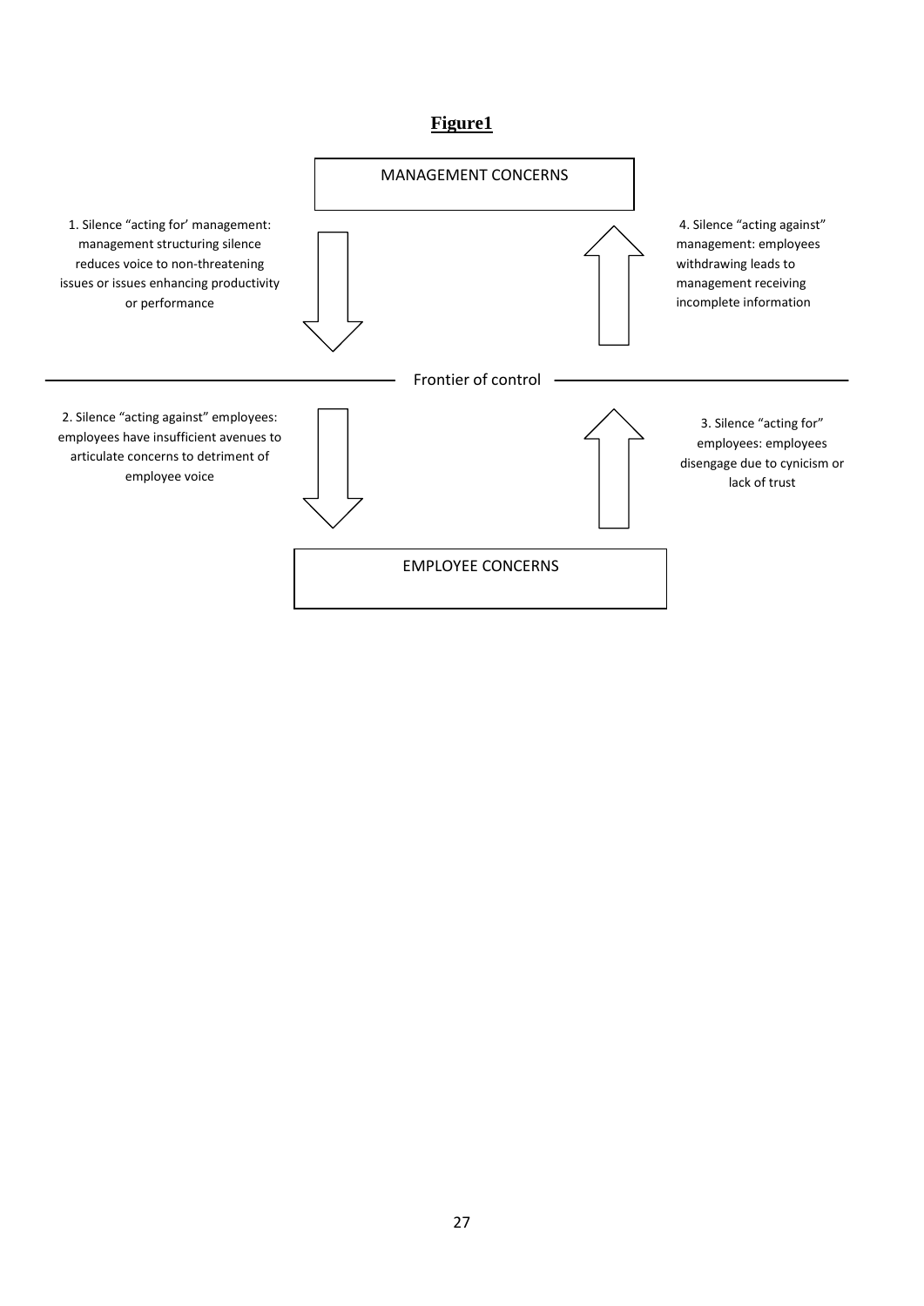**Figure1**

MANAGEMENT CONCERNS

1. Silence "acting for' management: management structuring silence reduces voice to non-threatening issues or issues enhancing productivity or performance

4. Silence "acting against" management: employees withdrawing leads to management receiving incomplete information

Frontier of control

2. Silence "acting against" employees: employees have insufficient avenues to articulate concerns to detriment of employee voice

3. Silence "acting for" employees: employees disengage due to cynicism or lack of trust

EMPLOYEE CONCERNS